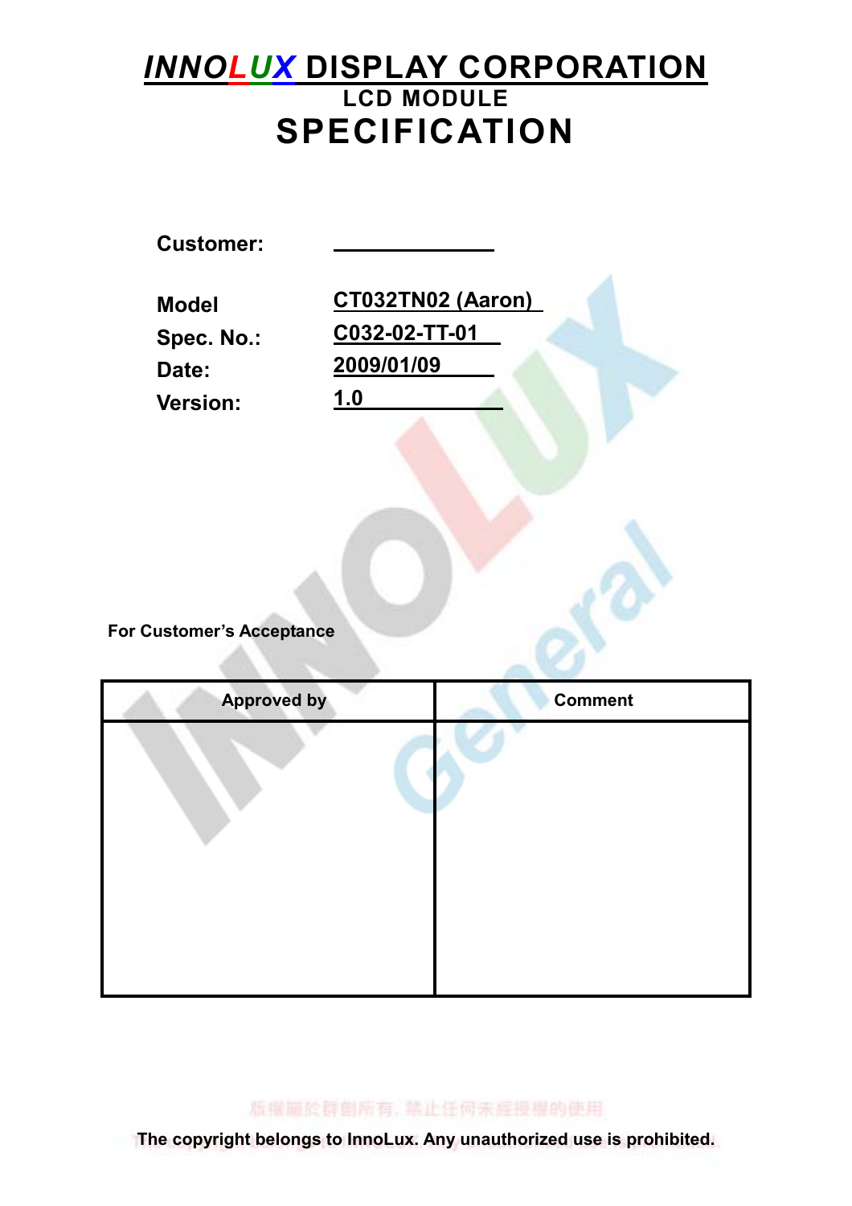# INNOLUX DISPLAY CORPORATION

## LCD MODULE

# SPECIFICATION

**Customer:** ______________

**Model** CT032TN02 (Aaron)

**Spec. No.:** C032-02-TT-01

**Date:** 2009/01/09

**Version:** 1.0

**For Customer's Acceptance**

| Approved by | Comment |
|---|---|
| | |

版權屬於群創所有，禁止任何未經授權的使用

**The copyright belongs to InnoLux. Any unauthorized use is prohibited.**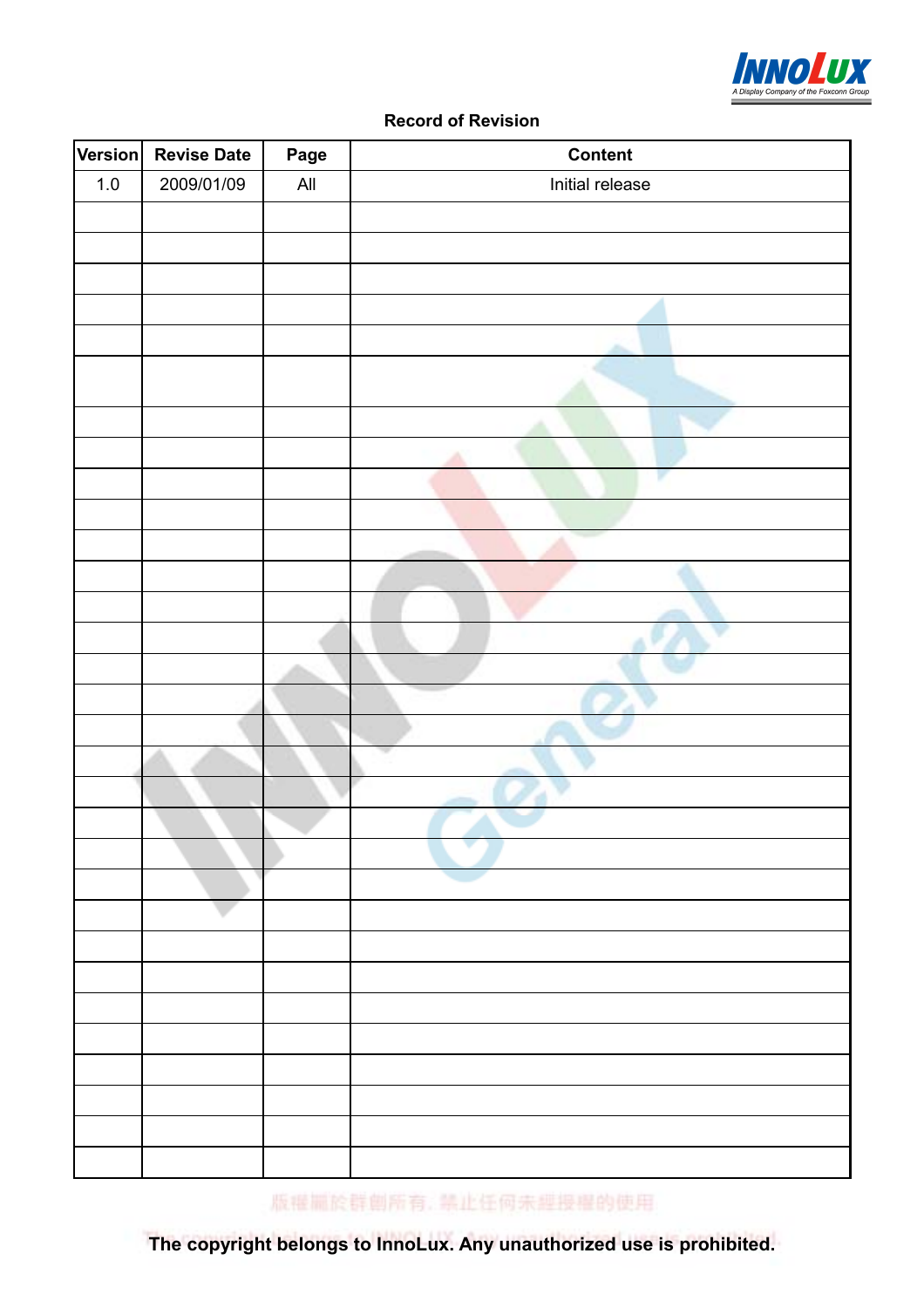**Record of Revision**

| Version | Revise Date | Page | Content |
|---|---|---|---|
| 1.0 | 2009/01/09 | All | Initial release |
| | | | |
| | | | |
| | | | |
| | | | |
| | | | |
| | | | |
| | | | |
| | | | |
| | | | |
| | | | |
| | | | |
| | | | |
| | | | |
| | | | |
| | | | |
| | | | |
| | | | |
| | | | |
| | | | |
| | | | |
| | | | |
| | | | |
| | | | |
| | | | |
| | | | |
| | | | |
| | | | |
| | | | |
| | | | |
| | | | |
| | | | |
| | | | |
| | | | |

**The copyright belongs to InnoLux. Any unauthorized use is prohibited.**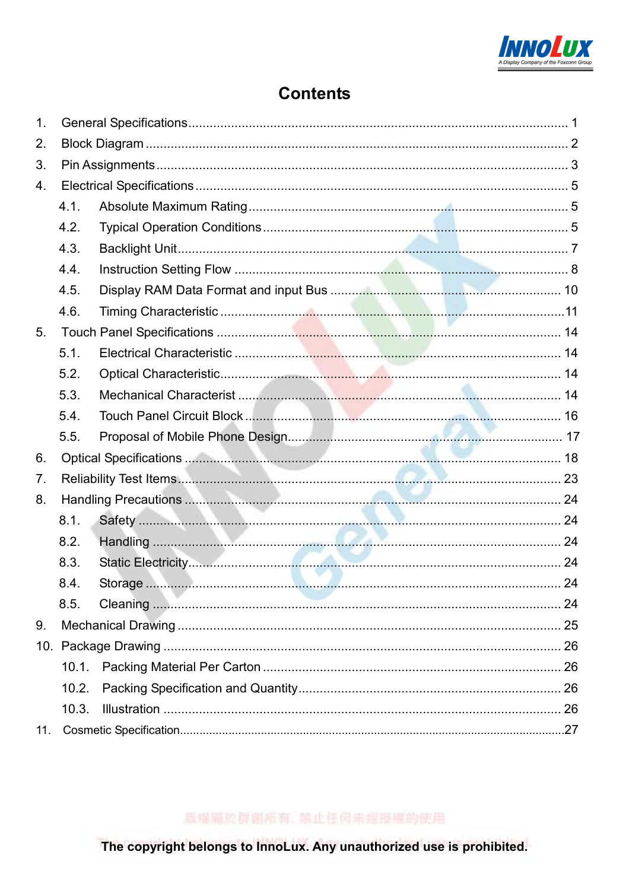# Contents

1. General Specifications ........ 1
2. Block Diagram ........ 2
3. Pin Assignments ........ 3
4. Electrical Specifications ........ 5
   - 4.1. Absolute Maximum Rating ........ 5
   - 4.2. Typical Operation Conditions ........ 5
   - 4.3. Backlight Unit ........ 7
   - 4.4. Instruction Setting Flow ........ 8
   - 4.5. Display RAM Data Format and input Bus ........ 10
   - 4.6. Timing Characteristic ........ 11
5. Touch Panel Specifications ........ 14
   - 5.1. Electrical Characteristic ........ 14
   - 5.2. Optical Characteristic ........ 14
   - 5.3. Mechanical Characterist ........ 14
   - 5.4. Touch Panel Circuit Block ........ 16
   - 5.5. Proposal of Mobile Phone Design ........ 17
6. Optical Specifications ........ 18
7. Reliability Test Items ........ 23
8. Handling Precautions ........ 24
   - 8.1. Safety ........ 24
   - 8.2. Handling ........ 24
   - 8.3. Static Electricity ........ 24
   - 8.4. Storage ........ 24
   - 8.5. Cleaning ........ 24
9. Mechanical Drawing ........ 25
10. Package Drawing ........ 26
    - 10.1. Packing Material Per Carton ........ 26
    - 10.2. Packing Specification and Quantity ........ 26
    - 10.3. Illustration ........ 26
11. Cosmetic Specification ........ 27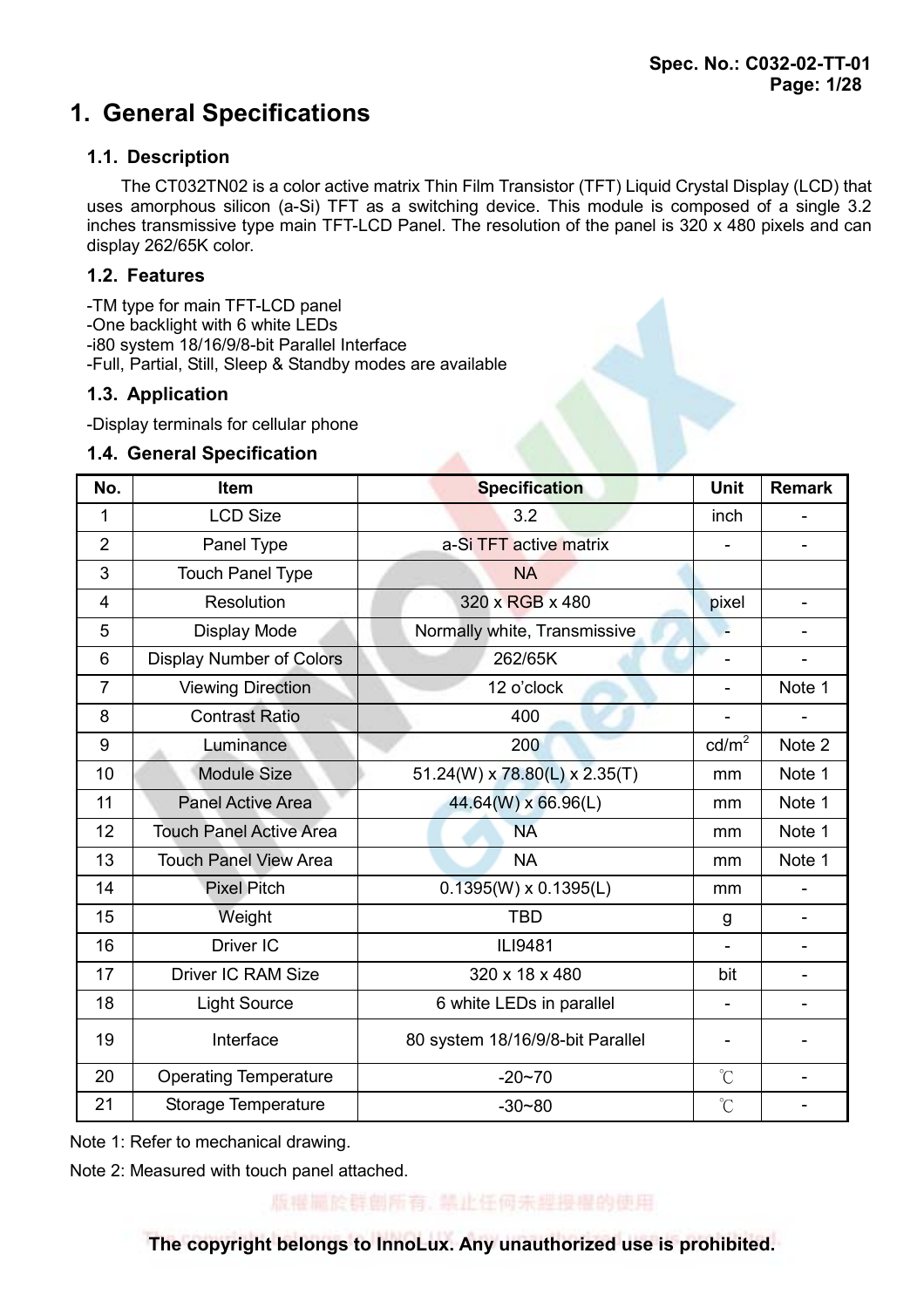# 1. General Specifications

## 1.1. Description

The CT032TN02 is a color active matrix Thin Film Transistor (TFT) Liquid Crystal Display (LCD) that uses amorphous silicon (a-Si) TFT as a switching device. This module is composed of a single 3.2 inches transmissive type main TFT-LCD Panel. The resolution of the panel is 320 x 480 pixels and can display 262/65K color.

## 1.2. Features

-TM type for main TFT-LCD panel
-One backlight with 6 white LEDs
-i80 system 18/16/9/8-bit Parallel Interface
-Full, Partial, Still, Sleep & Standby modes are available

## 1.3. Application

-Display terminals for cellular phone

## 1.4. General Specification

| No. | Item | Specification | Unit | Remark |
|---|---|---|---|---|
| 1 | LCD Size | 3.2 | inch | - |
| 2 | Panel Type | a-Si TFT active matrix | - | - |
| 3 | Touch Panel Type | NA | | |
| 4 | Resolution | 320 x RGB x 480 | pixel | - |
| 5 | Display Mode | Normally white, Transmissive | - | - |
| 6 | Display Number of Colors | 262/65K | - | - |
| 7 | Viewing Direction | 12 o'clock | - | Note 1 |
| 8 | Contrast Ratio | 400 | - | - |
| 9 | Luminance | 200 | $cd/m^2$ | Note 2 |
| 10 | Module Size | 51.24(W) x 78.80(L) x 2.35(T) | mm | Note 1 |
| 11 | Panel Active Area | 44.64(W) x 66.96(L) | mm | Note 1 |
| 12 | Touch Panel Active Area | NA | mm | Note 1 |
| 13 | Touch Panel View Area | NA | mm | Note 1 |
| 14 | Pixel Pitch | 0.1395(W) x 0.1395(L) | mm | - |
| 15 | Weight | TBD | g | - |
| 16 | Driver IC | ILI9481 | - | - |
| 17 | Driver IC RAM Size | 320 x 18 x 480 | bit | - |
| 18 | Light Source | 6 white LEDs in parallel | - | - |
| 19 | Interface | 80 system 18/16/9/8-bit Parallel | - | - |
| 20 | Operating Temperature | -20~70 | ℃ | - |
| 21 | Storage Temperature | -30~80 | ℃ | - |

Note 1: Refer to mechanical drawing.

Note 2: Measured with touch panel attached.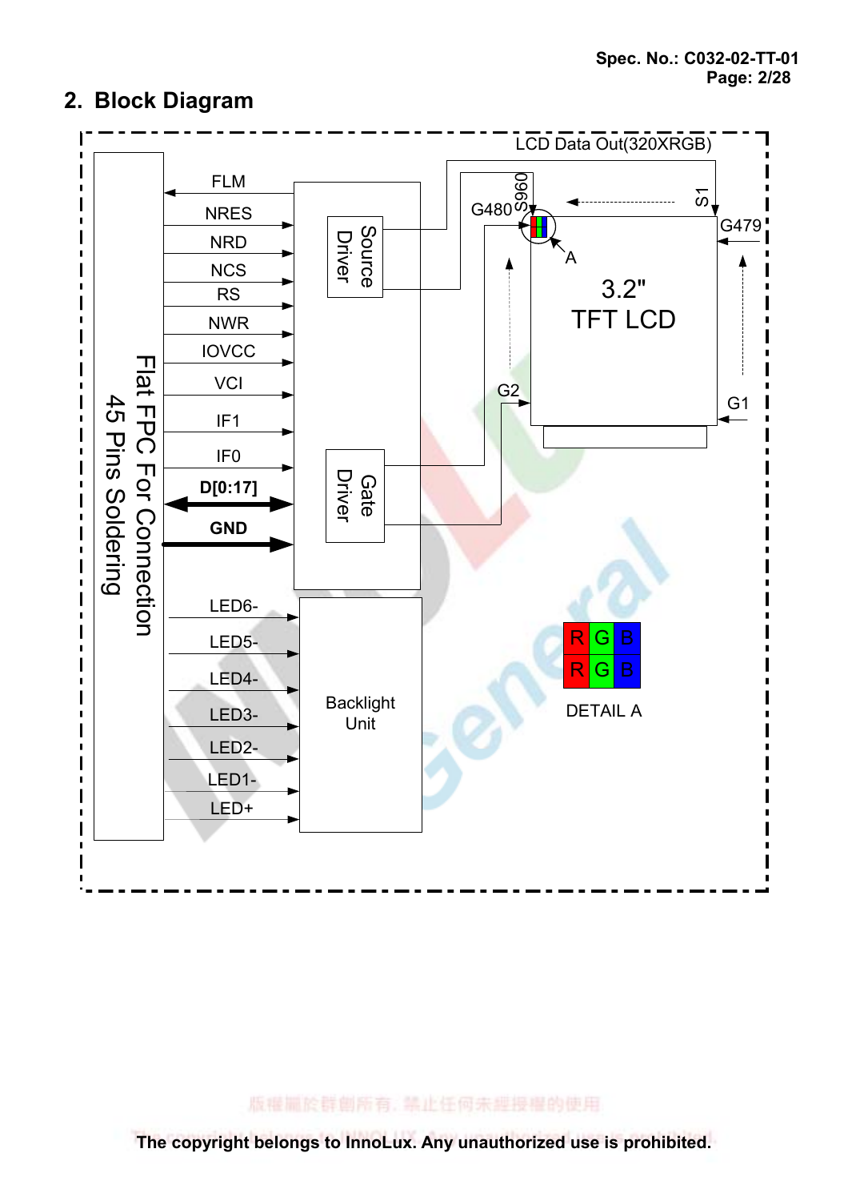## 2. Block Diagram

Flat FPC For Connection 45 Pins Soldering

FLM
NRES
NRD
NCS
RS
NWR
IOVCC
VCI
IF1
IF0
**D[0:17]**
**GND**

Source Driver

Gate Driver

LED6-
LED5-
LED4-
LED3-
LED2-
LED1-
LED+

Backlight Unit

LCD Data Out(320XRGB)

G480 S960 S1 G479

A

3.2"
TFT LCD

G2 G1

| R | G | B |
|---|---|---|
| R | G | B |

DETAIL A

The copyright belongs to InnoLux. Any unauthorized use is prohibited.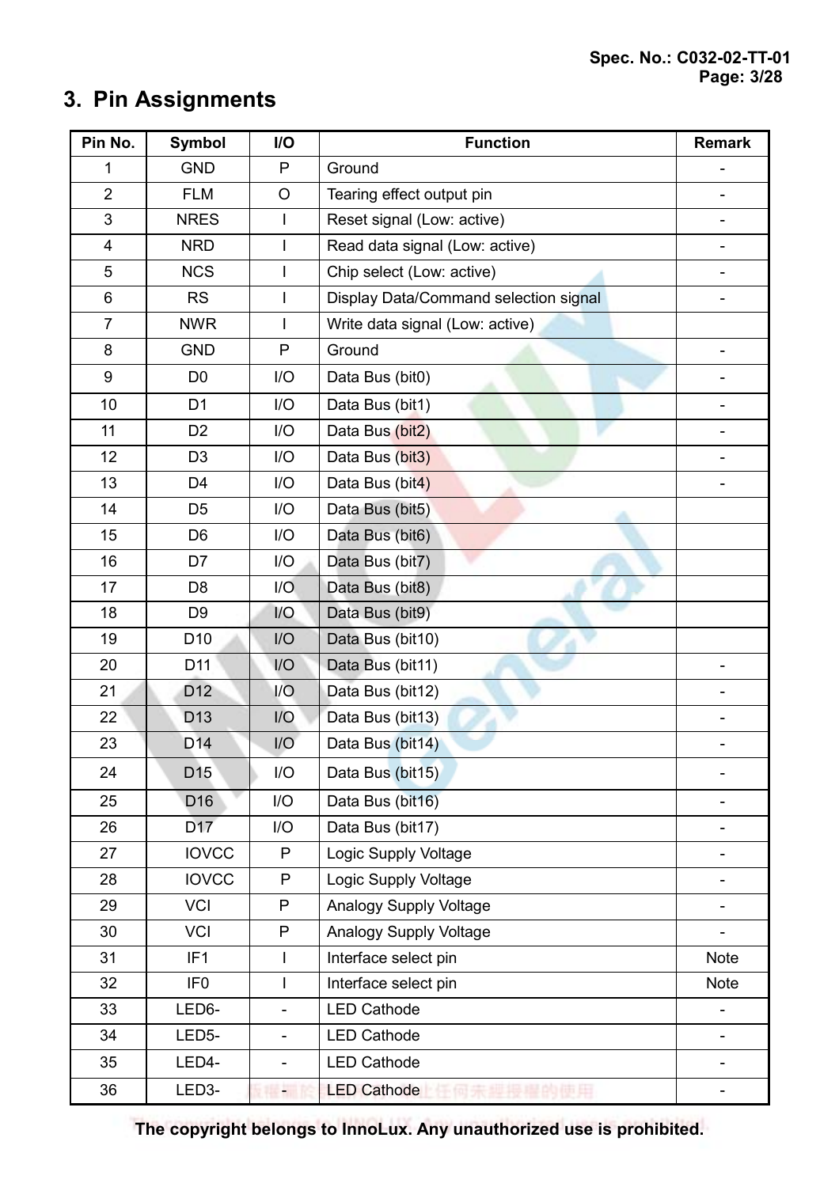## 3. Pin Assignments

| Pin No. | Symbol | I/O | Function | Remark |
|---|---|---|---|---|
| 1 | GND | P | Ground | - |
| 2 | FLM | O | Tearing effect output pin | - |
| 3 | NRES | I | Reset signal (Low: active) | - |
| 4 | NRD | I | Read data signal (Low: active) | - |
| 5 | NCS | I | Chip select (Low: active) | - |
| 6 | RS | I | Display Data/Command selection signal | - |
| 7 | NWR | I | Write data signal (Low: active) | |
| 8 | GND | P | Ground | - |
| 9 | D0 | I/O | Data Bus (bit0) | - |
| 10 | D1 | I/O | Data Bus (bit1) | - |
| 11 | D2 | I/O | Data Bus (bit2) | - |
| 12 | D3 | I/O | Data Bus (bit3) | - |
| 13 | D4 | I/O | Data Bus (bit4) | - |
| 14 | D5 | I/O | Data Bus (bit5) | |
| 15 | D6 | I/O | Data Bus (bit6) | |
| 16 | D7 | I/O | Data Bus (bit7) | |
| 17 | D8 | I/O | Data Bus (bit8) | |
| 18 | D9 | I/O | Data Bus (bit9) | |
| 19 | D10 | I/O | Data Bus (bit10) | |
| 20 | D11 | I/O | Data Bus (bit11) | - |
| 21 | D12 | I/O | Data Bus (bit12) | - |
| 22 | D13 | I/O | Data Bus (bit13) | - |
| 23 | D14 | I/O | Data Bus (bit14) | - |
| 24 | D15 | I/O | Data Bus (bit15) | - |
| 25 | D16 | I/O | Data Bus (bit16) | - |
| 26 | D17 | I/O | Data Bus (bit17) | - |
| 27 | IOVCC | P | Logic Supply Voltage | - |
| 28 | IOVCC | P | Logic Supply Voltage | - |
| 29 | VCI | P | Analogy Supply Voltage | - |
| 30 | VCI | P | Analogy Supply Voltage | - |
| 31 | IF1 | I | Interface select pin | Note |
| 32 | IF0 | I | Interface select pin | Note |
| 33 | LED6- | - | LED Cathode | - |
| 34 | LED5- | - | LED Cathode | - |
| 35 | LED4- | - | LED Cathode | - |
| 36 | LED3- | - | LED Cathode | - |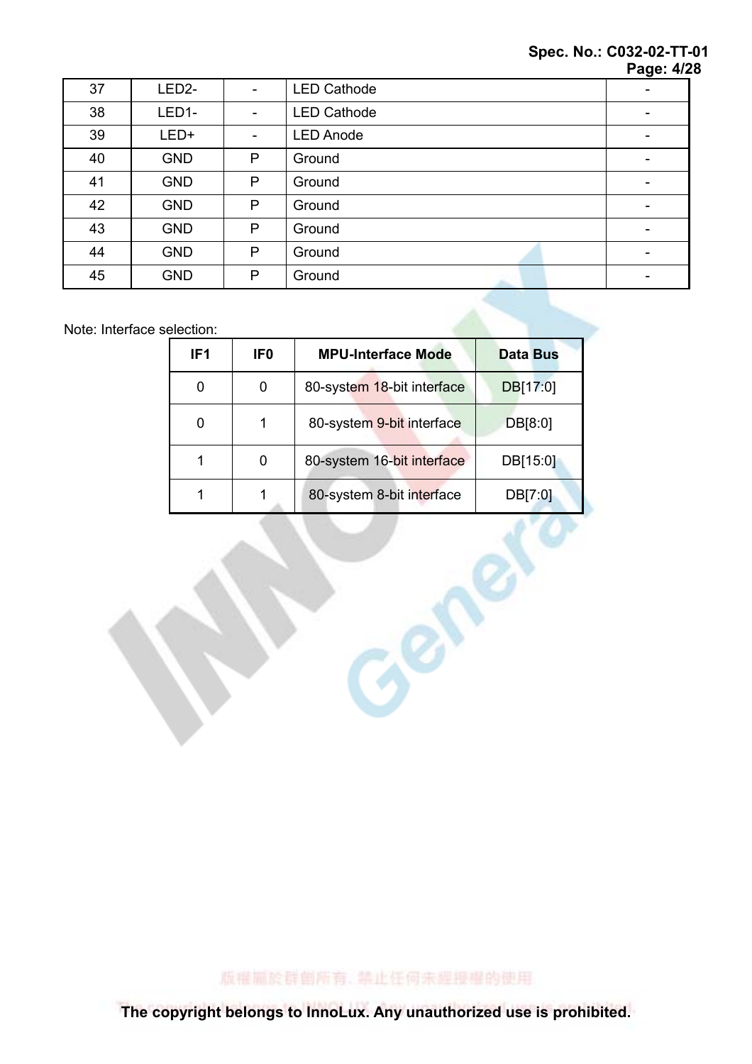| 37 | LED2- | - | LED Cathode | - |
|---|---|---|---|---|
| 38 | LED1- | - | LED Cathode | - |
| 39 | LED+ | - | LED Anode | - |
| 40 | GND | P | Ground | - |
| 41 | GND | P | Ground | - |
| 42 | GND | P | Ground | - |
| 43 | GND | P | Ground | - |
| 44 | GND | P | Ground | - |
| 45 | GND | P | Ground | - |

Note: Interface selection:

| IF1 | IF0 | MPU-Interface Mode | Data Bus |
|---|---|---|---|
| 0 | 0 | 80-system 18-bit interface | DB[17:0] |
| 0 | 1 | 80-system 9-bit interface | DB[8:0] |
| 1 | 0 | 80-system 16-bit interface | DB[15:0] |
| 1 | 1 | 80-system 8-bit interface | DB[7:0] |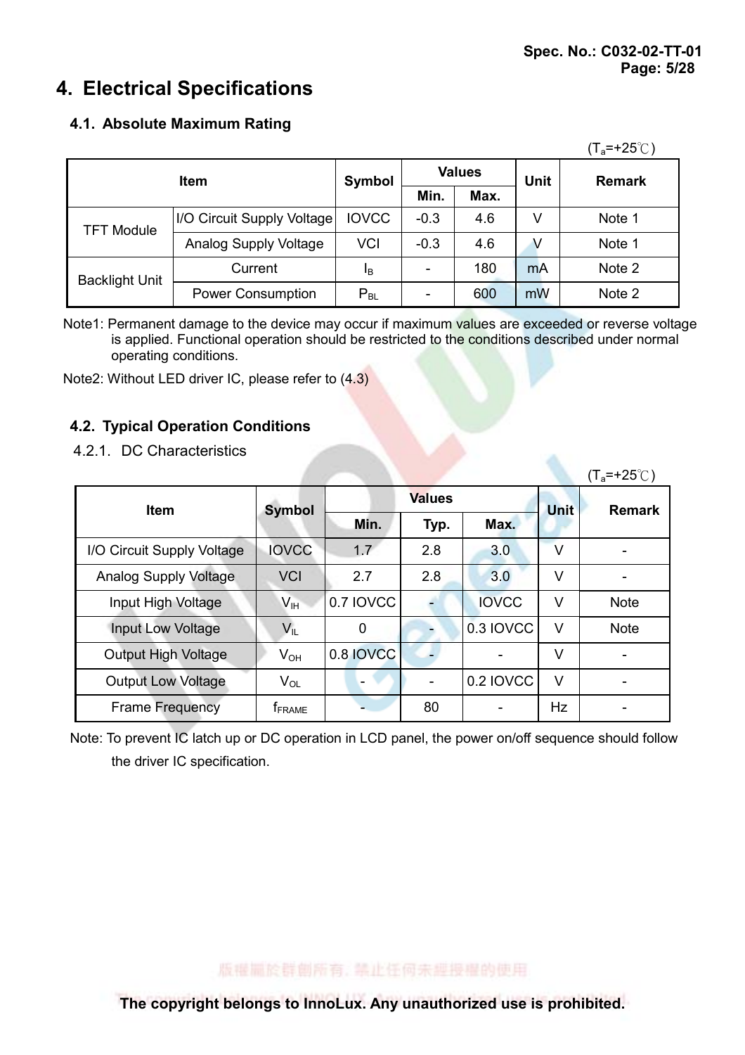# 4. Electrical Specifications

## 4.1. Absolute Maximum Rating

($T_a$=+25℃)

| Item | | Symbol | Values | | Unit | Remark |
|---|---|---|---|---|---|---|
| | | | Min. | Max. | | |
| TFT Module | I/O Circuit Supply Voltage | IOVCC | -0.3 | 4.6 | V | Note 1 |
| | Analog Supply Voltage | VCI | -0.3 | 4.6 | V | Note 1 |
| Backlight Unit | Current | $I_B$ | - | 180 | mA | Note 2 |
| | Power Consumption | $P_{BL}$ | - | 600 | mW | Note 2 |

Note1: Permanent damage to the device may occur if maximum values are exceeded or reverse voltage is applied. Functional operation should be restricted to the conditions described under normal operating conditions.

Note2: Without LED driver IC, please refer to (4.3)

## 4.2. Typical Operation Conditions

### 4.2.1. DC Characteristics

($T_a$=+25℃)

| Item | Symbol | Values | | | Unit | Remark |
|---|---|---|---|---|---|---|
| | | Min. | Typ. | Max. | | |
| I/O Circuit Supply Voltage | IOVCC | 1.7 | 2.8 | 3.0 | V | - |
| Analog Supply Voltage | VCI | 2.7 | 2.8 | 3.0 | V | - |
| Input High Voltage | $V_{IH}$ | 0.7 IOVCC | - | IOVCC | V | Note |
| Input Low Voltage | $V_{IL}$ | 0 | - | 0.3 IOVCC | V | Note |
| Output High Voltage | $V_{OH}$ | 0.8 IOVCC | - | - | V | - |
| Output Low Voltage | $V_{OL}$ | - | - | 0.2 IOVCC | V | - |
| Frame Frequency | $f_{FRAME}$ | - | 80 | - | Hz | - |

Note: To prevent IC latch up or DC operation in LCD panel, the power on/off sequence should follow the driver IC specification.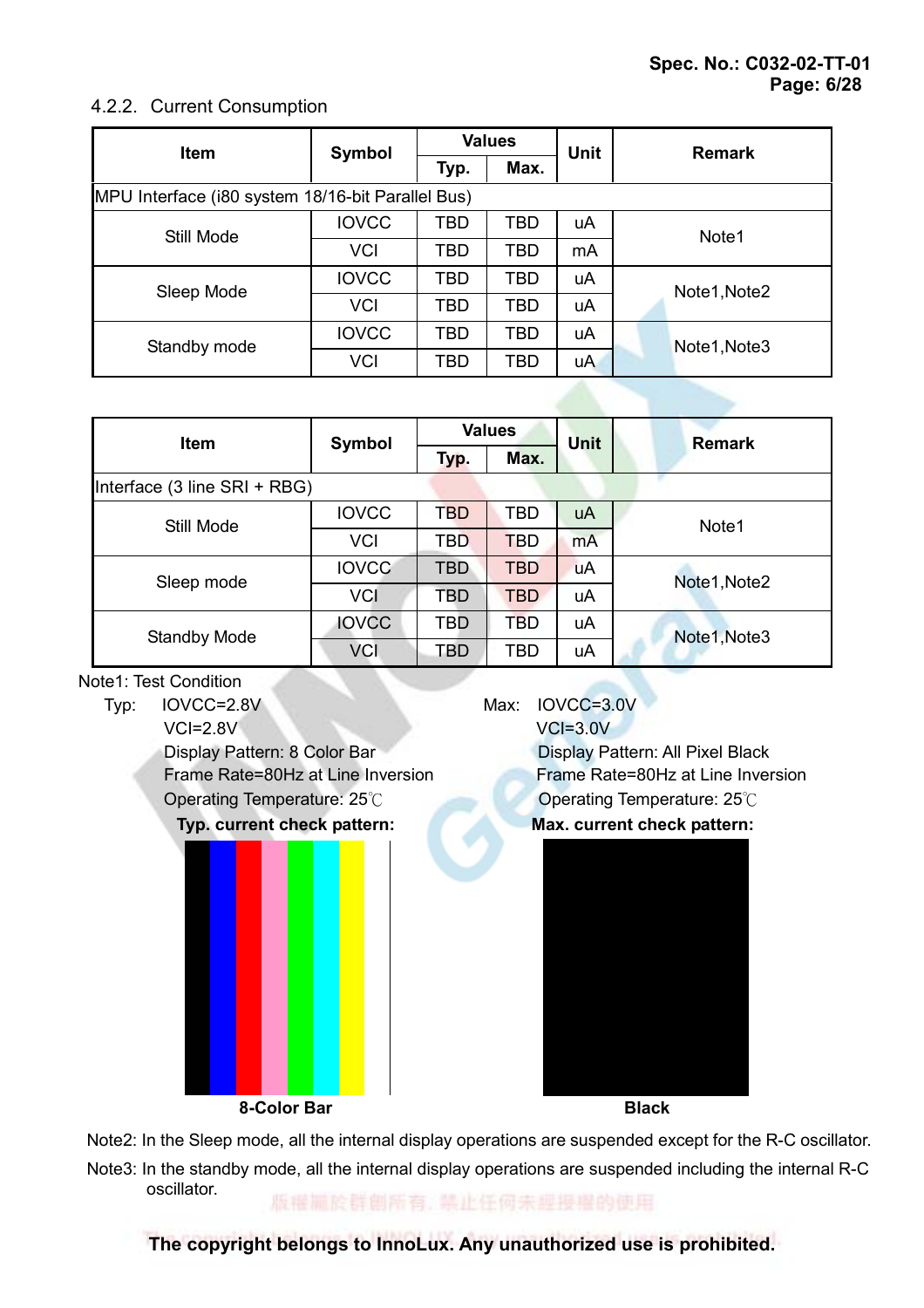### 4.2.2. Current Consumption

| Item | Symbol | Values | | Unit | Remark |
|---|---|---|---|---|---|
| | | Typ. | Max. | | |
| MPU Interface (i80 system 18/16-bit Parallel Bus) | | | | | |
| Still Mode | IOVCC | TBD | TBD | uA | Note1 |
| | VCI | TBD | TBD | mA | |
| Sleep Mode | IOVCC | TBD | TBD | uA | Note1,Note2 |
| | VCI | TBD | TBD | uA | |
| Standby mode | IOVCC | TBD | TBD | uA | Note1,Note3 |
| | VCI | TBD | TBD | uA | |

| Item | Symbol | Values | | Unit | Remark |
|---|---|---|---|---|---|
| | | Typ. | Max. | | |
| Interface (3 line SRI + RBG) | | | | | |
| Still Mode | IOVCC | TBD | TBD | uA | Note1 |
| | VCI | TBD | TBD | mA | |
| Sleep mode | IOVCC | TBD | TBD | uA | Note1,Note2 |
| | VCI | TBD | TBD | uA | |
| Standby Mode | IOVCC | TBD | TBD | uA | Note1,Note3 |
| | VCI | TBD | TBD | uA | |

Note1: Test Condition

Typ:
- IOVCC=2.8V
- VCI=2.8V
- Display Pattern: 8 Color Bar
- Frame Rate=80Hz at Line Inversion
- Operating Temperature: 25℃

Max:
- IOVCC=3.0V
- VCI=3.0V
- Display Pattern: All Pixel Black
- Frame Rate=80Hz at Line Inversion
- Operating Temperature: 25℃

**Typ. current check pattern:**

**8-Color Bar**

**Max. current check pattern:**

**Black**

Note2: In the Sleep mode, all the internal display operations are suspended except for the R-C oscillator.

Note3: In the standby mode, all the internal display operations are suspended including the internal R-C oscillator.

版權屬於群創所有，禁止任何未經授權的使用

**The copyright belongs to InnoLux. Any unauthorized use is prohibited.**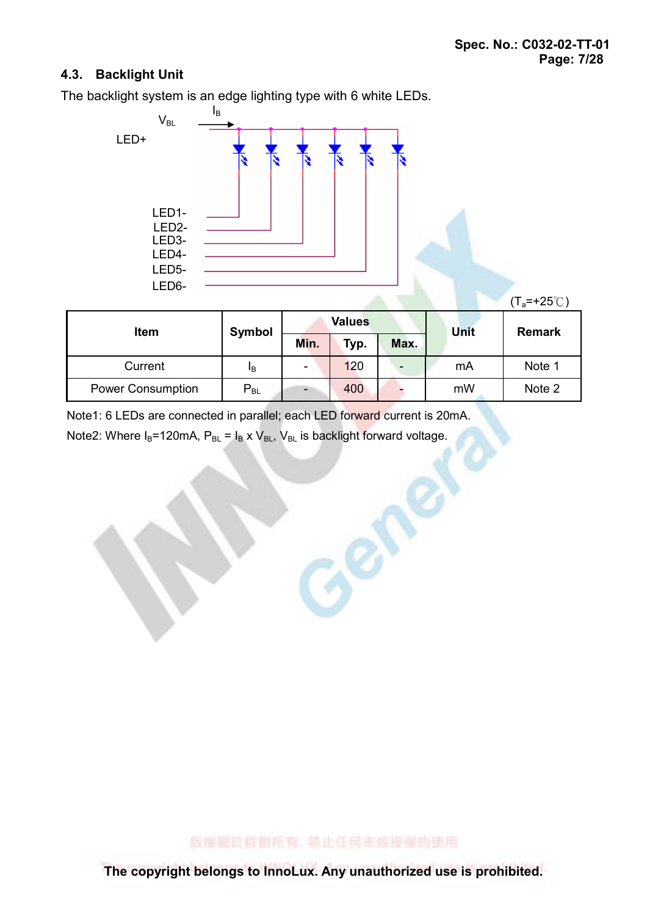### 4.3. Backlight Unit

The backlight system is an edge lighting type with 6 white LEDs.

$V_{BL}$ $I_B$

LED+

LED1-
LED2-
LED3-
LED4-
LED5-
LED6-

($T_a$=+25℃)

| Item | Symbol | Values | | | Unit | Remark |
|---|---|---|---|---|---|---|
| | | Min. | Typ. | Max. | | |
| Current | $I_B$ | - | 120 | - | mA | Note 1 |
| Power Consumption | $P_{BL}$ | - | 400 | - | mW | Note 2 |

Note1: 6 LEDs are connected in parallel; each LED forward current is 20mA.

Note2: Where $I_B$=120mA, $P_{BL} = I_B \times V_{BL}$, $V_{BL}$ is backlight forward voltage.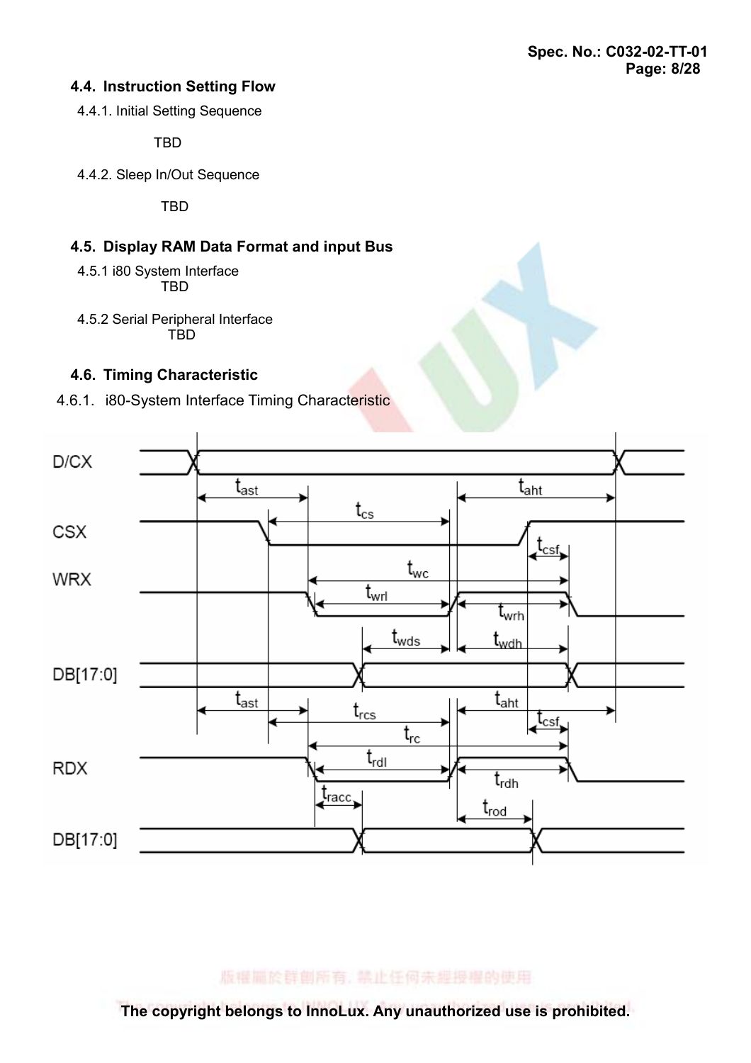## 4.4. Instruction Setting Flow

4.4.1. Initial Setting Sequence

TBD

4.4.2. Sleep In/Out Sequence

TBD

## 4.5. Display RAM Data Format and input Bus

4.5.1 i80 System Interface

TBD

4.5.2 Serial Peripheral Interface

TBD

## 4.6. Timing Characteristic

4.6.1. i80-System Interface Timing Characteristic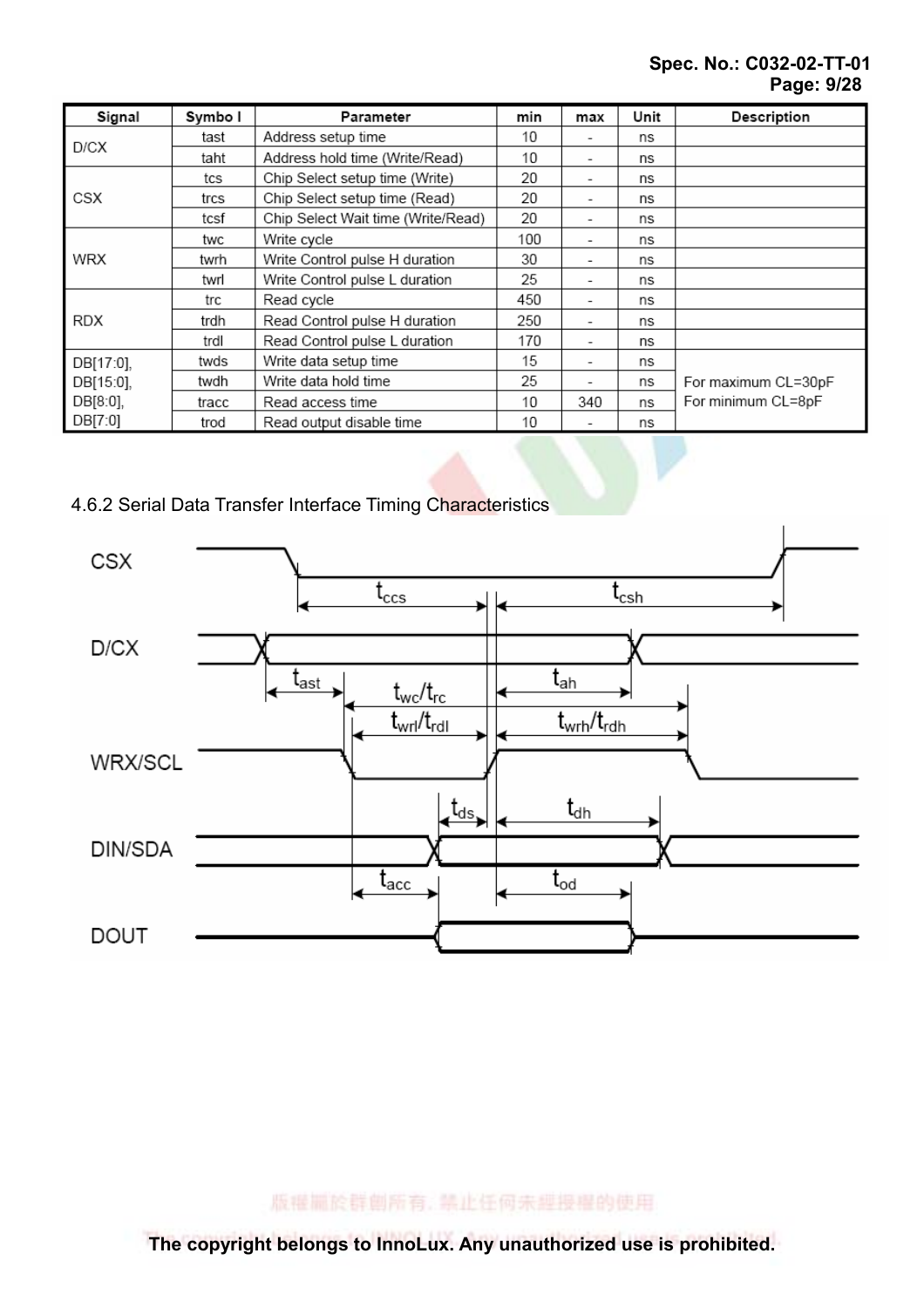| Signal | Symbol | Parameter | min | max | Unit | Description |
|---|---|---|---|---|---|---|
| D/CX | tast | Address setup time | 10 | - | ns | |
| | taht | Address hold time (Write/Read) | 10 | - | ns | |
| CSX | tcs | Chip Select setup time (Write) | 20 | - | ns | |
| | trcs | Chip Select setup time (Read) | 20 | - | ns | |
| | tcsf | Chip Select Wait time (Write/Read) | 20 | - | ns | |
| WRX | twc | Write cycle | 100 | - | ns | |
| | twrh | Write Control pulse H duration | 30 | - | ns | |
| | twrl | Write Control pulse L duration | 25 | - | ns | |
| RDX | trc | Read cycle | 450 | - | ns | |
| | trdh | Read Control pulse H duration | 250 | - | ns | |
| | trdl | Read Control pulse L duration | 170 | - | ns | |
| DB[17:0], DB[15:0], DB[8:0], DB[7:0] | twds | Write data setup time | 15 | - | ns | For maximum CL=30pF For minimum CL=8pF |
| | twdh | Write data hold time | 25 | - | ns | |
| | tracc | Read access time | 10 | 340 | ns | |
| | trod | Read output disable time | 10 | - | ns | |

4.6.2 Serial Data Transfer Interface Timing Characteristics

CSX

D/CX

WRX/SCL

DIN/SDA

DOUT

$t_{ccs}$ $t_{csh}$ $t_{ast}$ $t_{ah}$ $t_{wc}/t_{rc}$ $t_{wrl}/t_{rdl}$ $t_{wrh}/t_{rdh}$ $t_{ds}$ $t_{dh}$ $t_{acc}$ $t_{od}$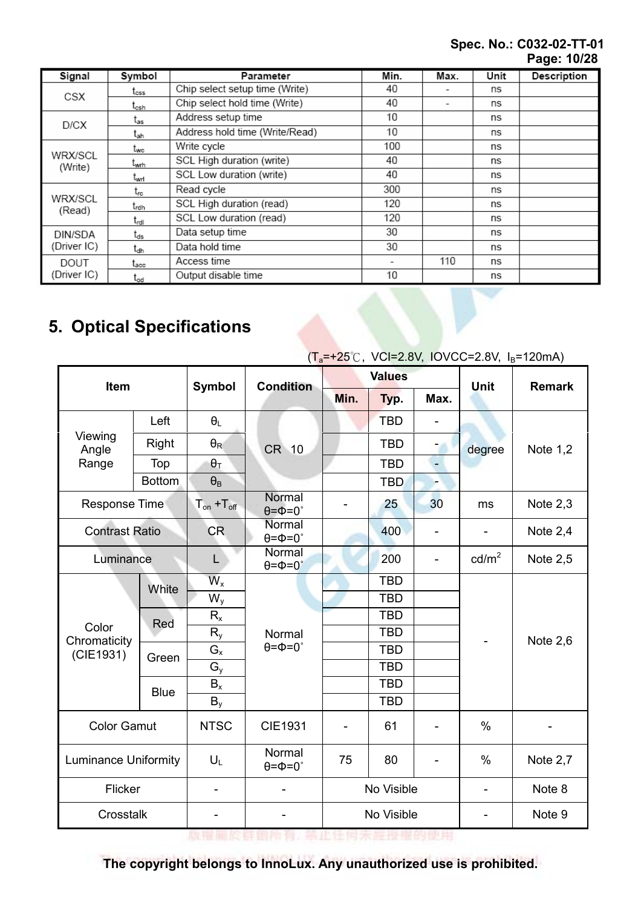| Signal | Symbol | Parameter | Min. | Max. | Unit | Description |
| --- | --- | --- | --- | --- | --- | --- |
| CSX | $t_{css}$ | Chip select setup time (Write) | 40 | - | ns | |
| | $t_{csh}$ | Chip select hold time (Write) | 40 | - | ns | |
| D/CX | $t_{as}$ | Address setup time | 10 | | ns | |
| | $t_{ah}$ | Address hold time (Write/Read) | 10 | | ns | |
| WRX/SCL (Write) | $t_{wc}$ | Write cycle | 100 | | ns | |
| | $t_{wrh}$ | SCL High duration (write) | 40 | | ns | |
| | $t_{wrl}$ | SCL Low duration (write) | 40 | | ns | |
| WRX/SCL (Read) | $t_{rc}$ | Read cycle | 300 | | ns | |
| | $t_{rdh}$ | SCL High duration (read) | 120 | | ns | |
| | $t_{rdl}$ | SCL Low duration (read) | 120 | | ns | |
| DIN/SDA (Driver IC) | $t_{ds}$ | Data setup time | 30 | | ns | |
| | $t_{dh}$ | Data hold time | 30 | | ns | |
| DOUT (Driver IC) | $t_{acc}$ | Access time | - | 110 | ns | |
| | $t_{od}$ | Output disable time | 10 | | ns | |

## 5. Optical Specifications

($T_a$=+25℃, VCI=2.8V, IOVCC=2.8V, $I_B$=120mA)

| Item | | Symbol | Condition | Values | | | Unit | Remark |
| --- | --- | --- | --- | --- | --- | --- | --- | --- |
| | | | | Min. | Typ. | Max. | | |
| Viewing Angle Range | Left | $\theta_L$ | CR 10 | | TBD | - | degree | Note 1,2 |
| | Right | $\theta_R$ | | | TBD | - | | |
| | Top | $\theta_T$ | | | TBD | - | | |
| | Bottom | $\theta_B$ | | | TBD | - | | |
| Response Time | | $T_{on}$ +$T_{off}$ | Normal θ=Φ=0° | - | 25 | 30 | ms | Note 2,3 |
| Contrast Ratio | | CR | Normal θ=Φ=0° | | 400 | - | - | Note 2,4 |
| Luminance | | L | Normal θ=Φ=0° | | 200 | - | cd/m² | Note 2,5 |
| Color Chromaticity (CIE1931) | White | $W_x$ | Normal θ=Φ=0° | | TBD | | - | Note 2,6 |
| | | $W_y$ | | | TBD | | | |
| | Red | $R_x$ | | | TBD | | | |
| | | $R_y$ | | | TBD | | | |
| | Green | $G_x$ | | | TBD | | | |
| | | $G_y$ | | | TBD | | | |
| | Blue | $B_x$ | | | TBD | | | |
| | | $B_y$ | | | TBD | | | |
| Color Gamut | | NTSC | CIE1931 | - | 61 | - | % | - |
| Luminance Uniformity | | $U_L$ | Normal θ=Φ=0° | 75 | 80 | - | % | Note 2,7 |
| Flicker | | - | - | No Visible | | | - | Note 8 |
| Crosstalk | | - | - | No Visible | | | - | Note 9 |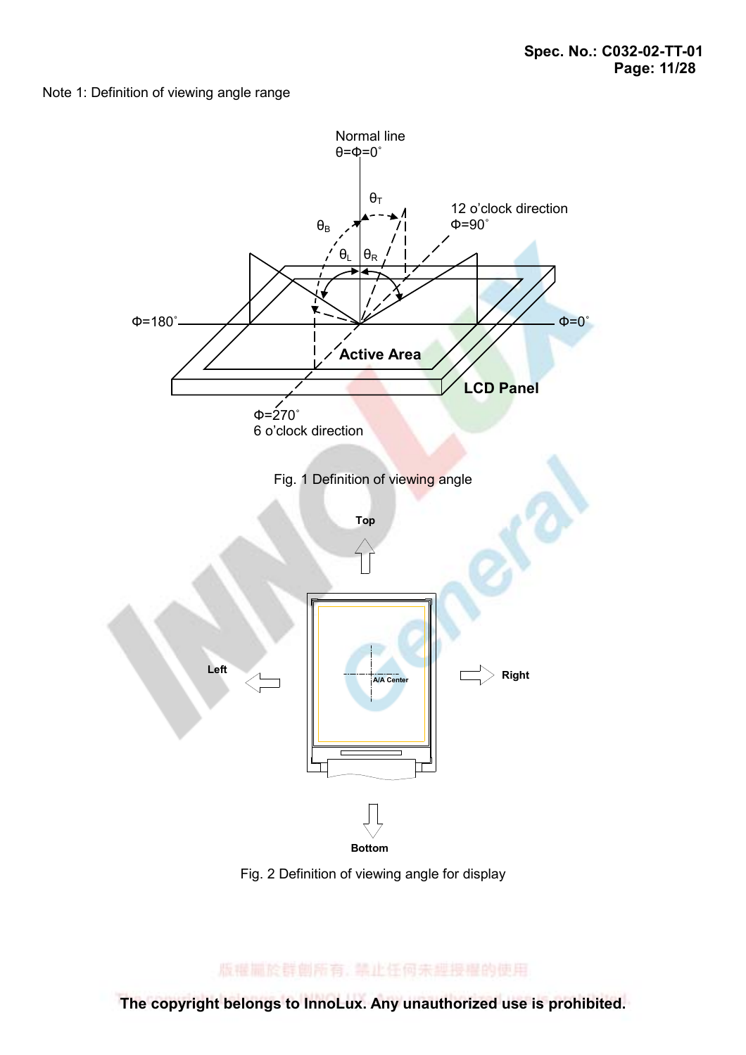Note 1: Definition of viewing angle range

Fig. 1 Definition of viewing angle

Fig. 2 Definition of viewing angle for display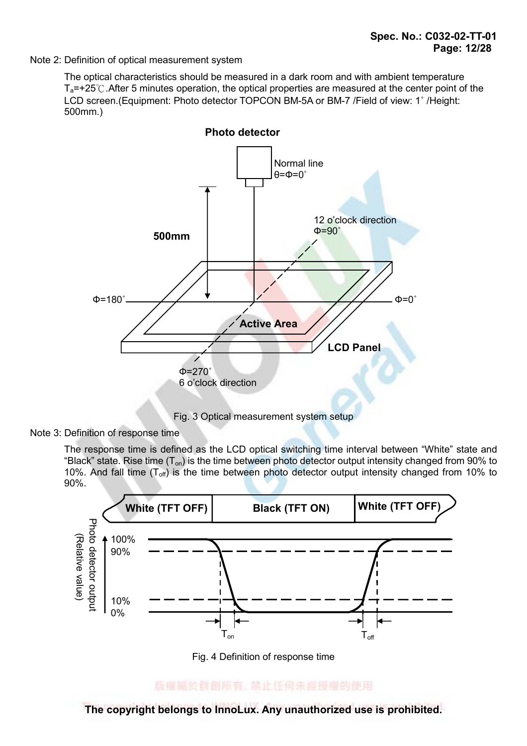Note 2: Definition of optical measurement system

The optical characteristics should be measured in a dark room and with ambient temperature $T_a$=+25℃.After 5 minutes operation, the optical properties are measured at the center point of the LCD screen.(Equipment: Photo detector TOPCON BM-5A or BM-7 /Field of view: 1˚ /Height: 500mm.)

Fig. 3 Optical measurement system setup

Note 3: Definition of response time

The response time is defined as the LCD optical switching time interval between “White” state and “Black” state. Rise time ($T_{on}$) is the time between photo detector output intensity changed from 90% to 10%. And fall time ($T_{off}$) is the time between photo detector output intensity changed from 10% to 90%.

Fig. 4 Definition of response time

The copyright belongs to InnoLux. Any unauthorized use is prohibited.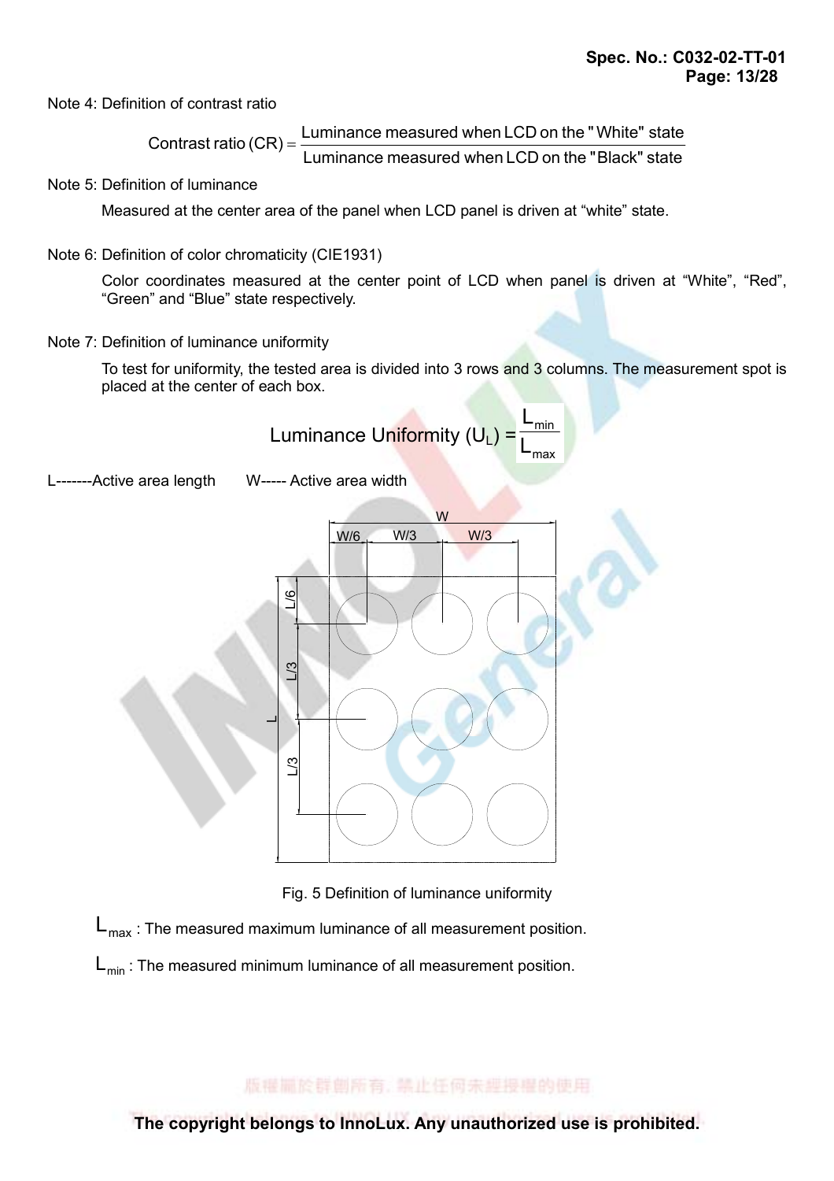Note 4: Definition of contrast ratio

$$\text{Contrast ratio (CR)} = \frac{\text{Luminance measured when LCD on the "White" state}}{\text{Luminance measured when LCD on the "Black" state}}$$

Note 5: Definition of luminance

Measured at the center area of the panel when LCD panel is driven at “white” state.

Note 6: Definition of color chromaticity (CIE1931)

Color coordinates measured at the center point of LCD when panel is driven at “White”, “Red”, “Green” and “Blue” state respectively.

Note 7: Definition of luminance uniformity

To test for uniformity, the tested area is divided into 3 rows and 3 columns. The measurement spot is placed at the center of each box.

$$\text{Luminance Uniformity } (U_L) = \frac{L_{min}}{L_{max}}$$

L-------Active area length     W----- Active area width

Fig. 5 Definition of luminance uniformity

$L_{max}$ : The measured maximum luminance of all measurement position.

$L_{min}$ : The measured minimum luminance of all measurement position.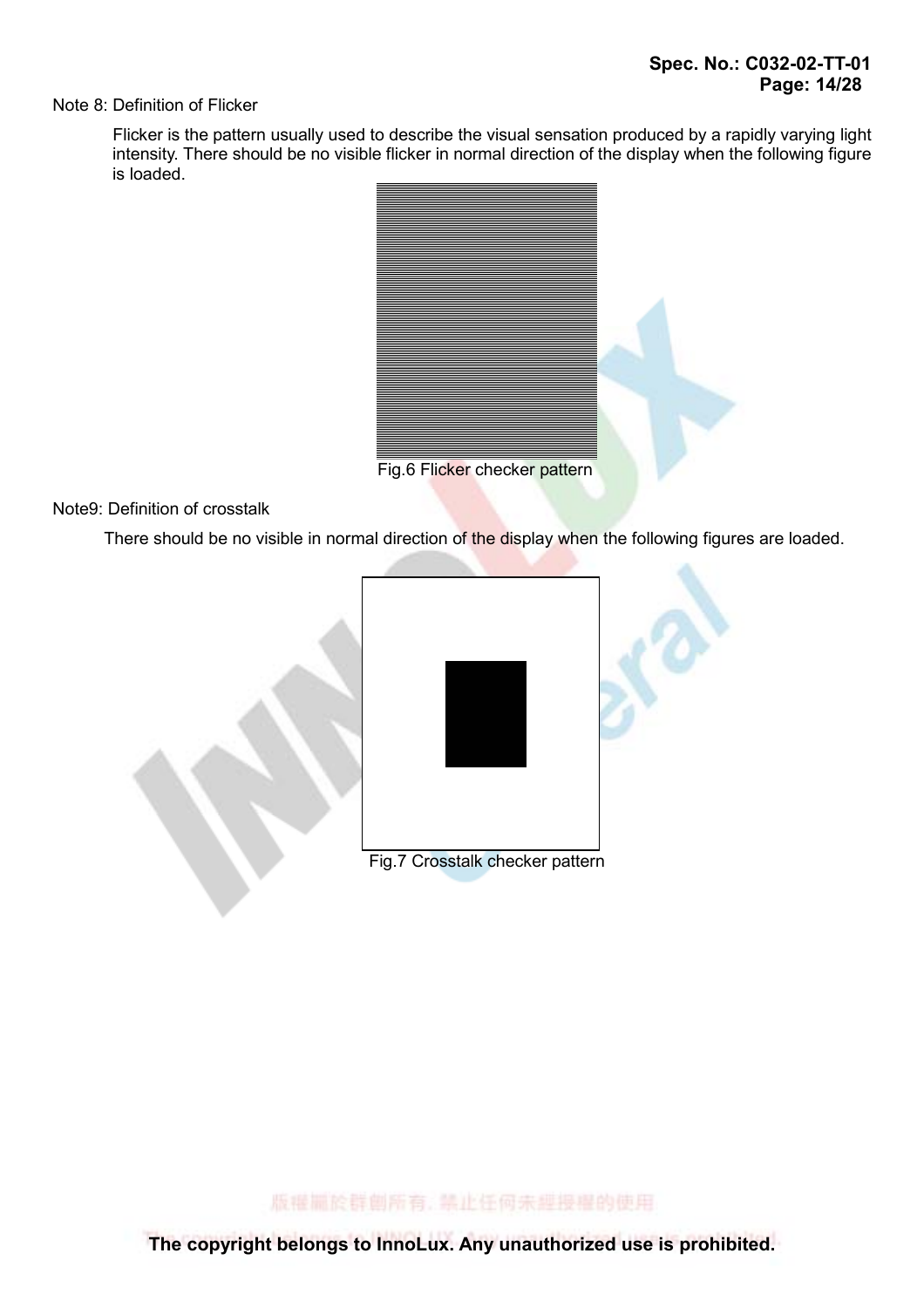Note 8: Definition of Flicker

Flicker is the pattern usually used to describe the visual sensation produced by a rapidly varying light intensity. There should be no visible flicker in normal direction of the display when the following figure is loaded.

Fig.6 Flicker checker pattern

Note9: Definition of crosstalk

There should be no visible in normal direction of the display when the following figures are loaded.

Fig.7 Crosstalk checker pattern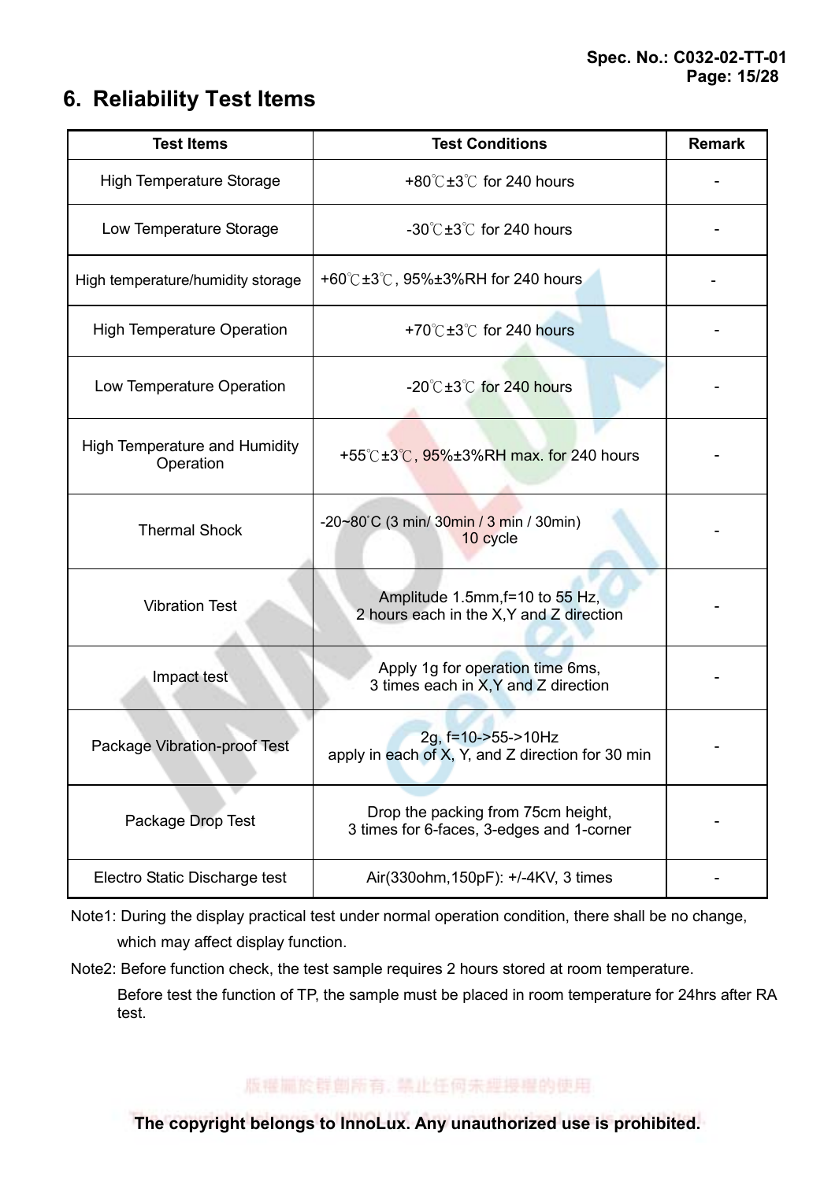## 6. Reliability Test Items

| Test Items | Test Conditions | Remark |
|---|---|---|
| High Temperature Storage | +80℃±3℃ for 240 hours | - |
| Low Temperature Storage | -30℃±3℃ for 240 hours | - |
| High temperature/humidity storage | +60℃±3℃, 95%±3%RH for 240 hours | - |
| High Temperature Operation | +70℃±3℃ for 240 hours | - |
| Low Temperature Operation | -20℃±3℃ for 240 hours | - |
| High Temperature and Humidity Operation | +55℃±3℃, 95%±3%RH max. for 240 hours | - |
| Thermal Shock | -20~80˚C (3 min/ 30min / 3 min / 30min) 10 cycle | - |
| Vibration Test | Amplitude 1.5mm,f=10 to 55 Hz, 2 hours each in the X,Y and Z direction | - |
| Impact test | Apply 1g for operation time 6ms, 3 times each in X,Y and Z direction | - |
| Package Vibration-proof Test | 2g, f=10->55->10Hz apply in each of X, Y, and Z direction for 30 min | - |
| Package Drop Test | Drop the packing from 75cm height, 3 times for 6-faces, 3-edges and 1-corner | - |
| Electro Static Discharge test | Air(330ohm,150pF): +/-4KV, 3 times | - |

Note1: During the display practical test under normal operation condition, there shall be no change, which may affect display function.

Note2: Before function check, the test sample requires 2 hours stored at room temperature.
Before test the function of TP, the sample must be placed in room temperature for 24hrs after RA test.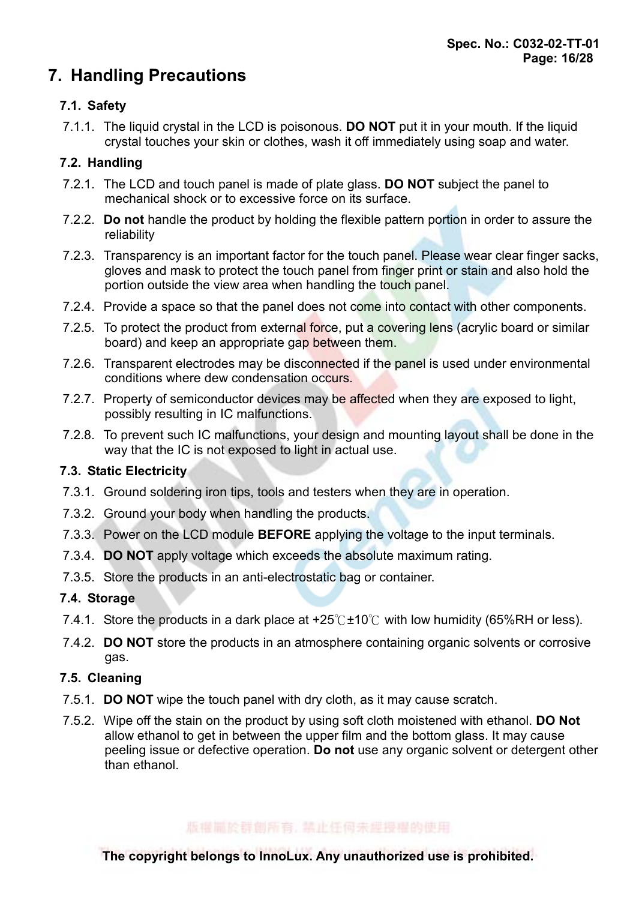# 7. Handling Precautions

## 7.1. Safety

7.1.1. The liquid crystal in the LCD is poisonous. **DO NOT** put it in your mouth. If the liquid crystal touches your skin or clothes, wash it off immediately using soap and water.

## 7.2. Handling

7.2.1. The LCD and touch panel is made of plate glass. **DO NOT** subject the panel to mechanical shock or to excessive force on its surface.

7.2.2. **Do not** handle the product by holding the flexible pattern portion in order to assure the reliability

7.2.3. Transparency is an important factor for the touch panel. Please wear clear finger sacks, gloves and mask to protect the touch panel from finger print or stain and also hold the portion outside the view area when handling the touch panel.

7.2.4. Provide a space so that the panel does not come into contact with other components.

7.2.5. To protect the product from external force, put a covering lens (acrylic board or similar board) and keep an appropriate gap between them.

7.2.6. Transparent electrodes may be disconnected if the panel is used under environmental conditions where dew condensation occurs.

7.2.7. Property of semiconductor devices may be affected when they are exposed to light, possibly resulting in IC malfunctions.

7.2.8. To prevent such IC malfunctions, your design and mounting layout shall be done in the way that the IC is not exposed to light in actual use.

## 7.3. Static Electricity

7.3.1. Ground soldering iron tips, tools and testers when they are in operation.

7.3.2. Ground your body when handling the products.

7.3.3. Power on the LCD module **BEFORE** applying the voltage to the input terminals.

7.3.4. **DO NOT** apply voltage which exceeds the absolute maximum rating.

7.3.5. Store the products in an anti-electrostatic bag or container.

## 7.4. Storage

7.4.1. Store the products in a dark place at +25℃±10℃ with low humidity (65%RH or less).

7.4.2. **DO NOT** store the products in an atmosphere containing organic solvents or corrosive gas.

## 7.5. Cleaning

7.5.1. **DO NOT** wipe the touch panel with dry cloth, as it may cause scratch.

7.5.2. Wipe off the stain on the product by using soft cloth moistened with ethanol. **DO Not** allow ethanol to get in between the upper film and the bottom glass. It may cause peeling issue or defective operation. **Do not** use any organic solvent or detergent other than ethanol.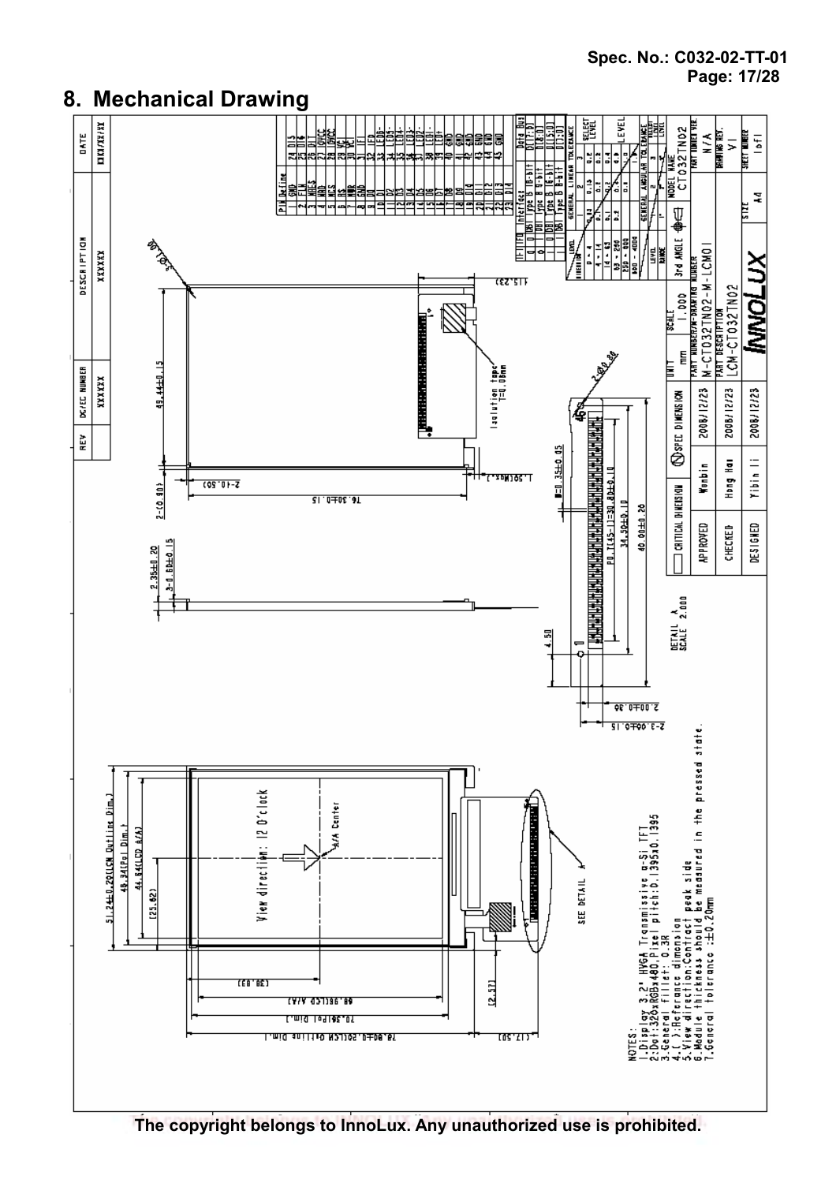# 8. Mechanical Drawing

| REV | DC/EC NUMBER | DESCRIPTION | DATE |
|---|---|---|---|
| | XXXXXX | XXXXXX | XXXX/XX/XX |

| PIN | Define | PIN | Define |
|---|---|---|---|
| 1 | GND | 24 | D15 |
| 2 | FLM | 25 | D16 |
| 3 | NRES | 26 | D17 |
| 4 | NRD | 27 | DVCC |
| 5 | NCS | 28 | DVCC |
| 6 | RS | 29 | VC |
| 7 | NWR | 30 | VC |
| 8 | GND | 31 | IFI |
| 9 | D0 | 32 | LED- |
| 10 | D1 | 33 | LED6- |
| 11 | D2 | 34 | LED5- |
| 12 | D3 | 35 | LED4- |
| 13 | D4 | 36 | LED3- |
| 14 | D5 | 37 | LED2- |
| 15 | D6 | 38 | LED1- |
| 16 | D7 | 39 | LED+ |
| 17 | D8 | 40 | GND |
| 18 | D9 | 41 | GND |
| 19 | D10 | 42 | GND |
| 20 | D11 | 43 | GND |
| 21 | D12 | 44 | GND |
| 22 | D13 | 45 | GND |
| 23 | D14 | | |

| IFI | IFO | Interface | Data Bus |
|---|---|---|---|
| 0 | 0 | 8BI Type B 18-bit | D[17:0] |
| 0 | 1 | 8BI Type B 9-bit | D[8:0] |
| 1 | 0 | 8BI Type B 16-bit | D[15:0] |
| 1 | 1 | 8BI Type B 8-bit | D[7:0] |

| CRITICAL DIMENSION | SPEC DIMENSION | UNIT | SCALE |
|---|---|---|---|
| | | mm | 1.000 |

| | Name | Date |
|---|---|---|
| APPROVED | Wenbin | 2008/12/23 |
| CHECKED | Hong Hai | 2008/12/23 |
| DESIGNED | Yibin Li | 2008/12/23 |

PART NUMBER/M-DRAWING NUMBER: M-CT032TN02-M-LCM01

PART DESCRIPTION: LCM-CT032TN02

MODEL NAME: CT032TN02

PART NUMBER VER.: N/A

DRAWING REV.: V1

SIZE: A4

SHEET NUMBER: 1 of 1

INNOLUX

3rd ANGLE

Dimensions: 51.24±0.20(LCM Outline Dim.), 48.34(Pol Dim.), 44.84(LCD A/A), (25.62), 78.80±0.20(LCM Outline Dim.), 70.56(Pol Dim.), 68.96(LCD A/A), (38.83), (2.57), (17.50), 49.44±0.15, 76.30±0.15, 2-(0.90), 2-(0.50), (15.23), 2.35±0.20, 3-0.60±0.15, Isolation tape T=0.08mm, 1.50(Max.), W=0.35±0.05, P0.7(45-1)=30.80±0.10, 34.50±0.10, 40.90±0.20, 4.50, 2.00±0.30, 2-3.00±0.15, 2-Ø0.80, 45

View direction: 12 O'clock

A/A Center

SEE DETAIL A

DETAIL A SCALE 2.000

NOTES:
1. Display 3.2" HVGA Transmissive a-Si TFT
2. Dot: 320xRGBx480, Pixel pitch: 0.1395x0.1395
3. General filler: 0.3R
4. ( ): Reference dimension
5. View direction: Contract peak side
6. Module thickness should be measured in the pressed state.
7. General tolerance: ±0.20mm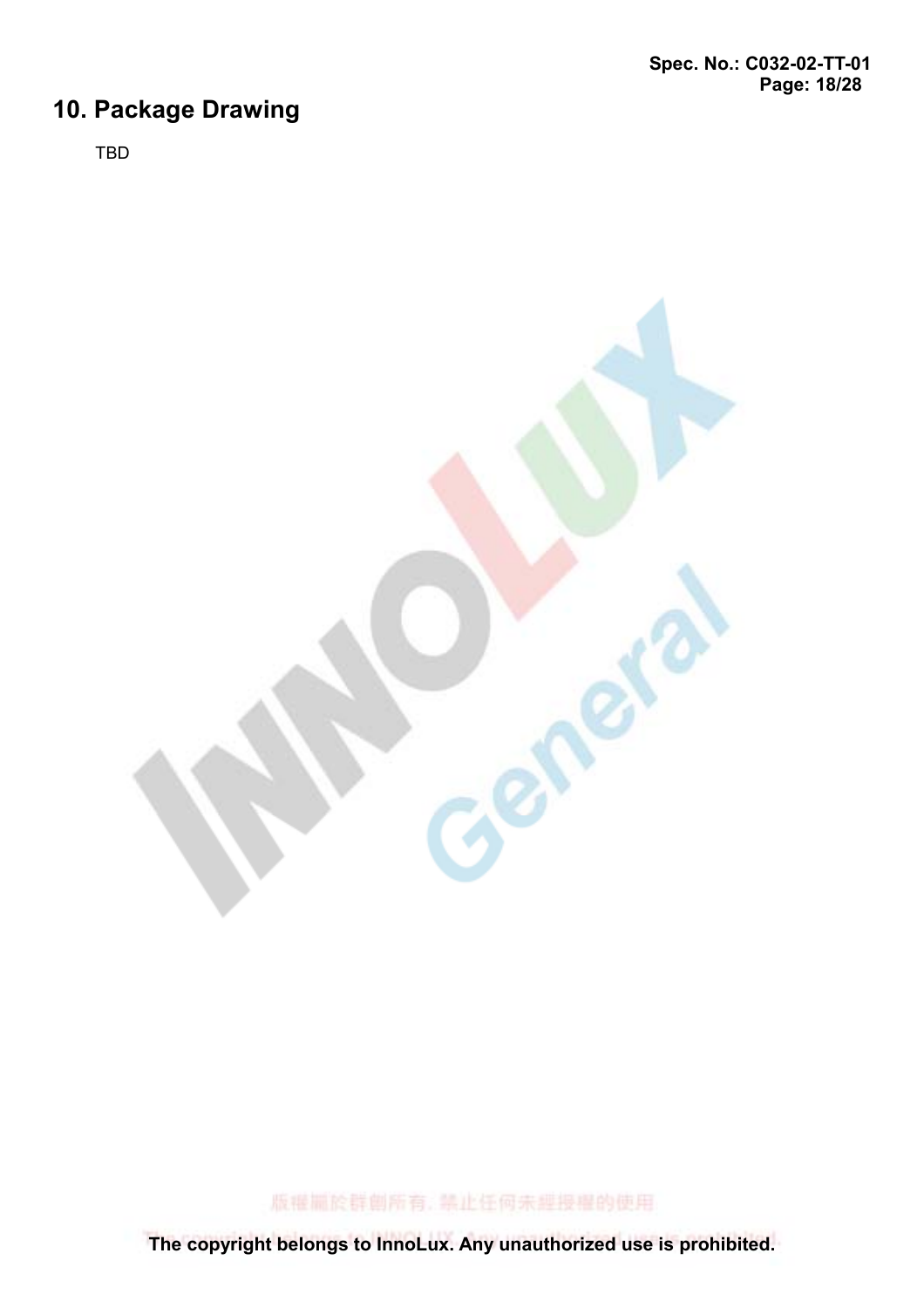## 10. Package Drawing

TBD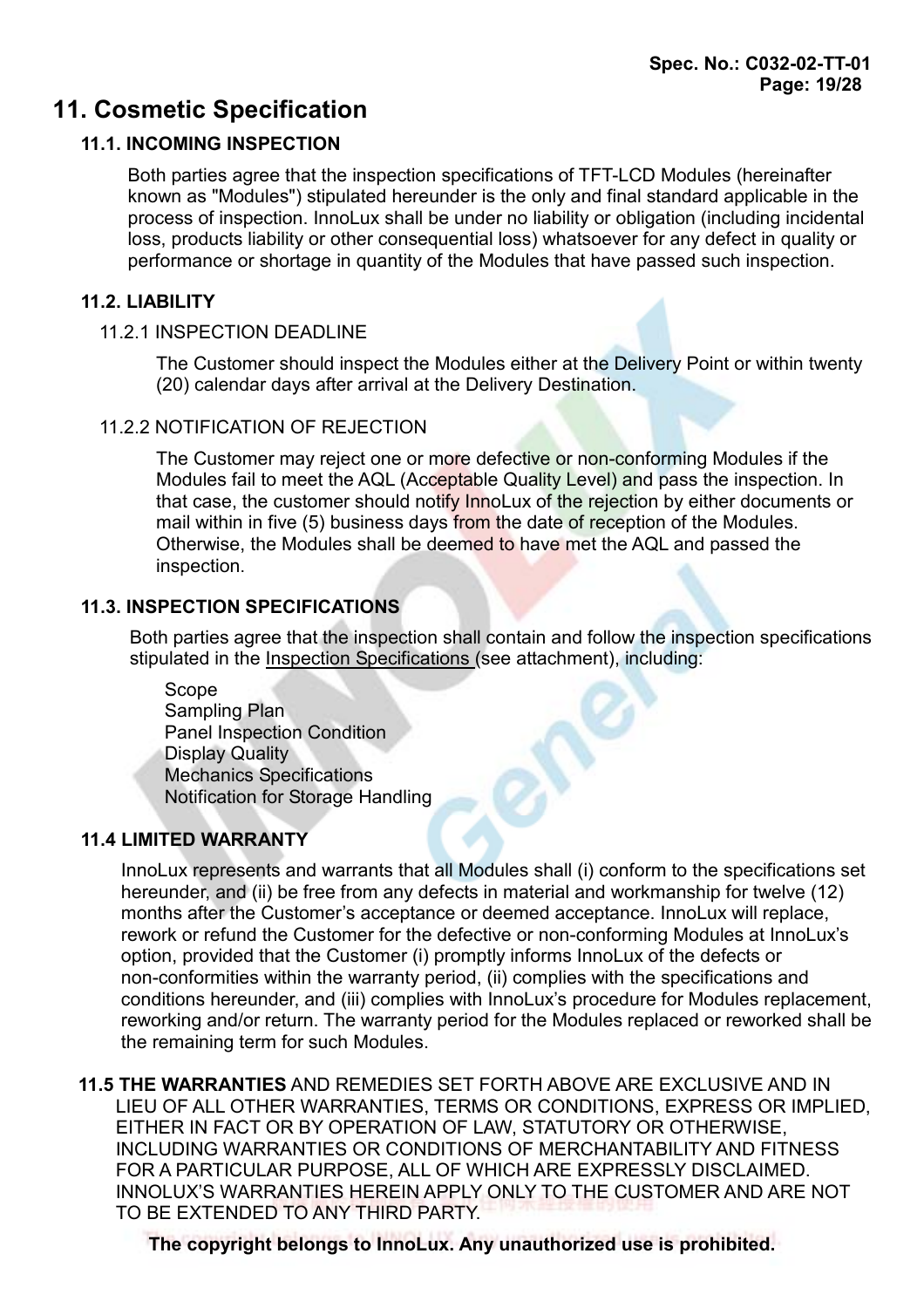# 11. Cosmetic Specification

## 11.1. INCOMING INSPECTION

Both parties agree that the inspection specifications of TFT-LCD Modules (hereinafter known as "Modules") stipulated hereunder is the only and final standard applicable in the process of inspection. InnoLux shall be under no liability or obligation (including incidental loss, products liability or other consequential loss) whatsoever for any defect in quality or performance or shortage in quantity of the Modules that have passed such inspection.

## 11.2. LIABILITY

### 11.2.1 INSPECTION DEADLINE

The Customer should inspect the Modules either at the Delivery Point or within twenty (20) calendar days after arrival at the Delivery Destination.

### 11.2.2 NOTIFICATION OF REJECTION

The Customer may reject one or more defective or non-conforming Modules if the Modules fail to meet the AQL (Acceptable Quality Level) and pass the inspection. In that case, the customer should notify InnoLux of the rejection by either documents or mail within in five (5) business days from the date of reception of the Modules. Otherwise, the Modules shall be deemed to have met the AQL and passed the inspection.

## 11.3. INSPECTION SPECIFICATIONS

Both parties agree that the inspection shall contain and follow the inspection specifications stipulated in the Inspection Specifications (see attachment), including:

- Scope
- Sampling Plan
- Panel Inspection Condition
- Display Quality
- Mechanics Specifications
- Notification for Storage Handling

## 11.4 LIMITED WARRANTY

InnoLux represents and warrants that all Modules shall (i) conform to the specifications set hereunder, and (ii) be free from any defects in material and workmanship for twelve (12) months after the Customer's acceptance or deemed acceptance. InnoLux will replace, rework or refund the Customer for the defective or non-conforming Modules at InnoLux's option, provided that the Customer (i) promptly informs InnoLux of the defects or non-conformities within the warranty period, (ii) complies with the specifications and conditions hereunder, and (iii) complies with InnoLux's procedure for Modules replacement, reworking and/or return. The warranty period for the Modules replaced or reworked shall be the remaining term for such Modules.

**11.5 THE WARRANTIES** AND REMEDIES SET FORTH ABOVE ARE EXCLUSIVE AND IN LIEU OF ALL OTHER WARRANTIES, TERMS OR CONDITIONS, EXPRESS OR IMPLIED, EITHER IN FACT OR BY OPERATION OF LAW, STATUTORY OR OTHERWISE, INCLUDING WARRANTIES OR CONDITIONS OF MERCHANTABILITY AND FITNESS FOR A PARTICULAR PURPOSE, ALL OF WHICH ARE EXPRESSLY DISCLAIMED. INNOLUX'S WARRANTIES HEREIN APPLY ONLY TO THE CUSTOMER AND ARE NOT TO BE EXTENDED TO ANY THIRD PARTY.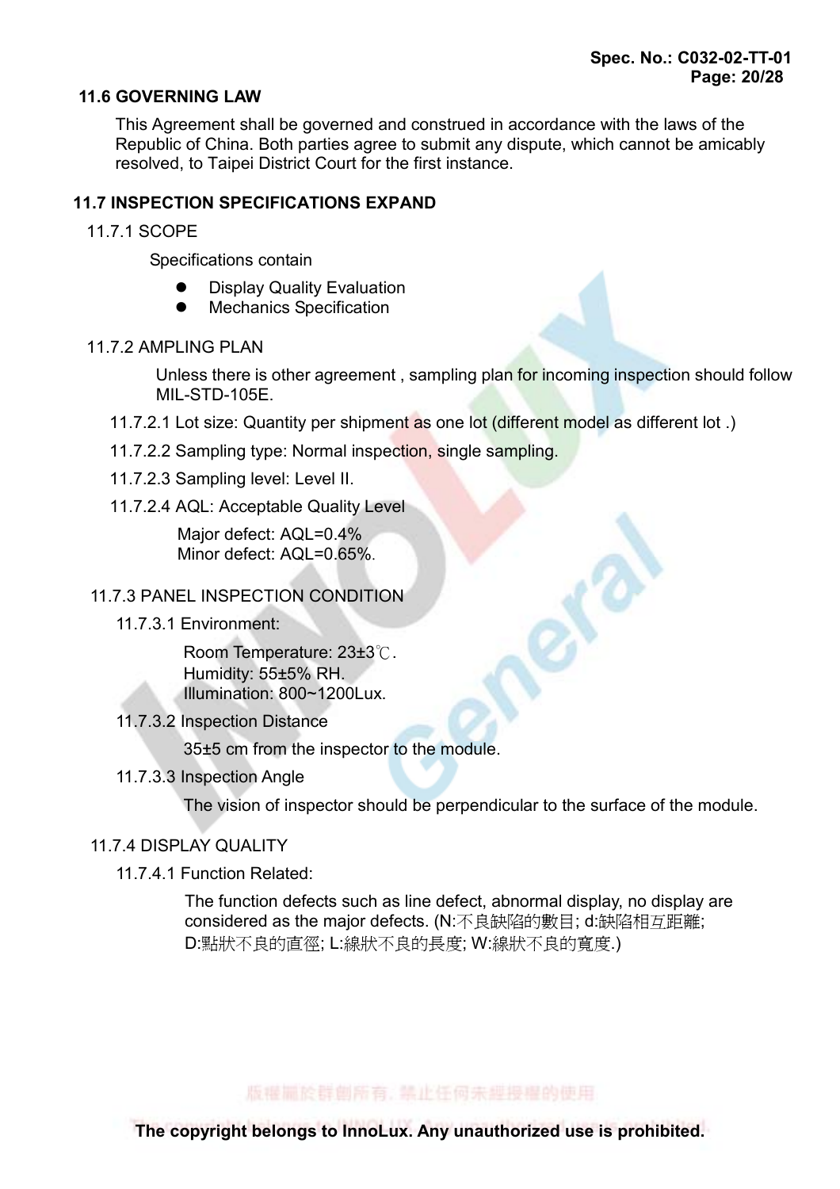## 11.6 GOVERNING LAW

This Agreement shall be governed and construed in accordance with the laws of the Republic of China. Both parties agree to submit any dispute, which cannot be amicably resolved, to Taipei District Court for the first instance.

## 11.7 INSPECTION SPECIFICATIONS EXPAND

### 11.7.1 SCOPE

Specifications contain

- Display Quality Evaluation
- Mechanics Specification

### 11.7.2 AMPLING PLAN

Unless there is other agreement , sampling plan for incoming inspection should follow MIL-STD-105E.

11.7.2.1 Lot size: Quantity per shipment as one lot (different model as different lot .)

11.7.2.2 Sampling type: Normal inspection, single sampling.

11.7.2.3 Sampling level: Level II.

11.7.2.4 AQL: Acceptable Quality Level

Major defect: AQL=0.4%
Minor defect: AQL=0.65%.

### 11.7.3 PANEL INSPECTION CONDITION

11.7.3.1 Environment:

Room Temperature: 23±3℃.
Humidity: 55±5% RH.
Illumination: 800~1200Lux.

11.7.3.2 Inspection Distance

35±5 cm from the inspector to the module.

11.7.3.3 Inspection Angle

The vision of inspector should be perpendicular to the surface of the module.

### 11.7.4 DISPLAY QUALITY

11.7.4.1 Function Related:

The function defects such as line defect, abnormal display, no display are considered as the major defects. (N:不良缺陷的數目; d:缺陷相互距離; D:點狀不良的直徑; L:線狀不良的長度; W:線狀不良的寬度.)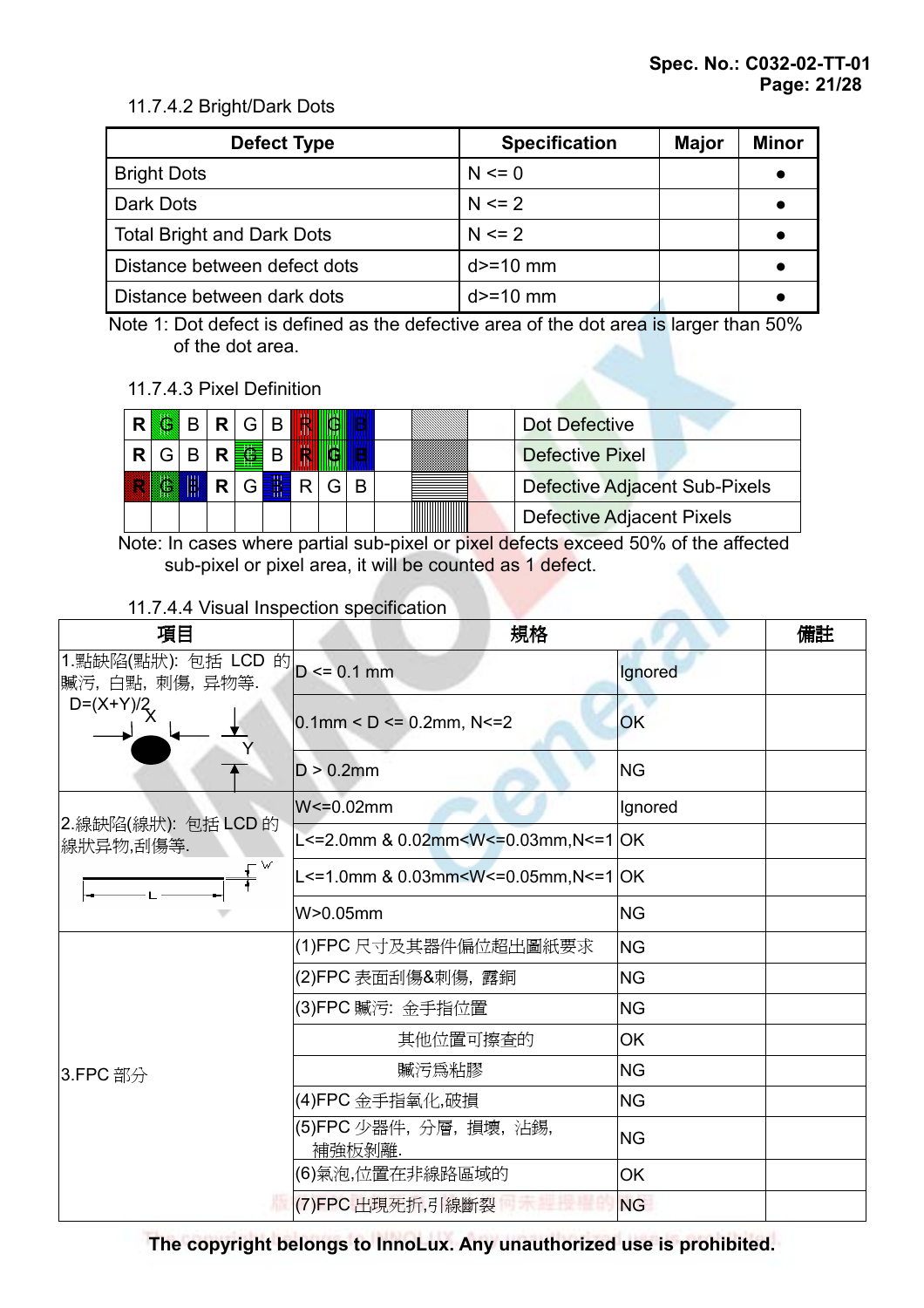11.7.4.2 Bright/Dark Dots

| Defect Type | Specification | Major | Minor |
|---|---|---|---|
| Bright Dots | N <= 0 | | ● |
| Dark Dots | N <= 2 | | ● |
| Total Bright and Dark Dots | N <= 2 | | ● |
| Distance between defect dots | d>=10 mm | | ● |
| Distance between dark dots | d>=10 mm | | ● |

Note 1: Dot defect is defined as the defective area of the dot area is larger than 50% of the dot area.

11.7.4.3 Pixel Definition

| R | G | B | R | G | B | R | G | B | | Dot Defective |
|---|---|---|---|---|---|---|---|---|---|---|
| R | G | B | R | G | B | R | G | B | | Defective Pixel |
| R | G | B | R | G | B | R | G | B | | Defective Adjacent Sub-Pixels |
| | | | | | | | | | | Defective Adjacent Pixels |

Note: In cases where partial sub-pixel or pixel defects exceed 50% of the affected sub-pixel or pixel area, it will be counted as 1 defect.

11.7.4.4 Visual Inspection specification

| 項目 | 規格 | | 備註 |
|---|---|---|---|
| 1.點缺陷(點狀): 包括 LCD 的臟污, 白點, 刺傷, 异物等. D=(X+Y)/2 | D <= 0.1 mm | Ignored | |
| | 0.1mm < D <= 0.2mm, N<=2 | OK | |
| | D > 0.2mm | NG | |
| 2.線缺陷(線狀): 包括 LCD 的線狀异物,刮傷等. | W<=0.02mm | Ignored | |
| | L<=2.0mm & 0.02mm<W<=0.03mm,N<=1 | OK | |
| | L<=1.0mm & 0.03mm<W<=0.05mm,N<=1 | OK | |
| | W>0.05mm | NG | |
| 3.FPC 部分 | (1)FPC 尺寸及其器件偏位超出圖紙要求 | NG | |
| | (2)FPC 表面刮傷&刺傷, 露銅 | NG | |
| | (3)FPC 臟污: 金手指位置 | NG | |
| | 其他位置可擦查的 | OK | |
| | 臟污爲粘膠 | NG | |
| | (4)FPC 金手指氧化,破損 | NG | |
| | (5)FPC 少器件, 分層, 損壞, 沾錫, 補強板剝離. | NG | |
| | (6)氣泡,位置在非線路區域的 | OK | |
| | (7)FPC 出現死折,引線斷裂 | NG | |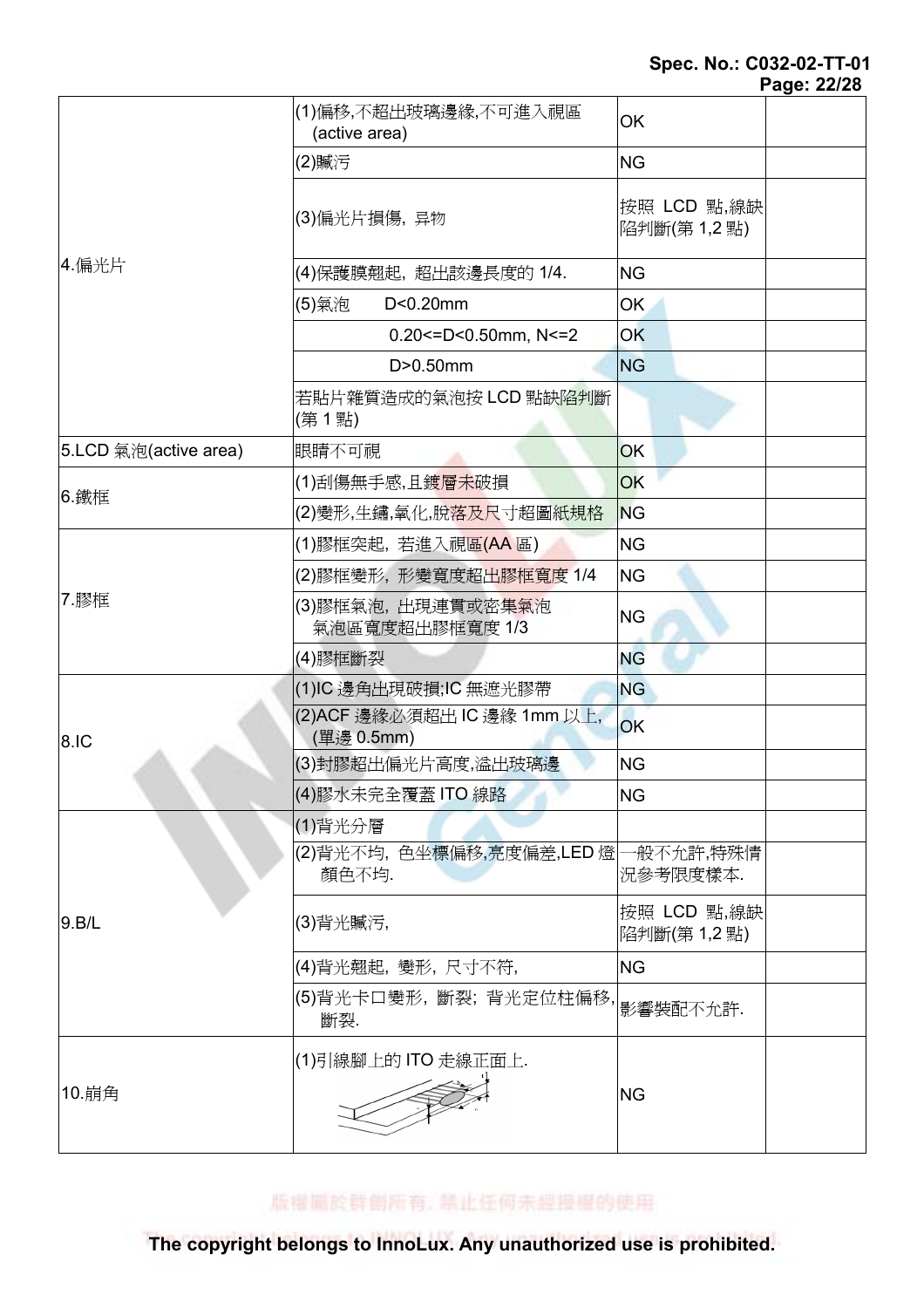| | | | |
|---|---|---|---|
| 4.偏光片 | (1)偏移,不超出玻璃邊緣,不可進入視區 (active area) | OK | |
| | (2)贓污 | NG | |
| | (3)偏光片損傷，异物 | 按照 LCD 點,線缺陷判斷(第 1,2 點) | |
| | (4)保護膜翹起，超出該邊長度的 1/4. | NG | |
| | (5)氣泡　D<0.20mm | OK | |
| | 0.20<=D<0.50mm, N<=2 | OK | |
| | D>0.50mm | NG | |
| | 若貼片雜質造成的氣泡按 LCD 點缺陷判斷(第 1 點) | | |
| 5.LCD 氣泡(active area) | 眼睛不可視 | OK | |
| 6.鐵框 | (1)刮傷無手感,且鍍層未破損 | OK | |
| | (2)變形,生鏽,氧化,脫落及尺寸超圖紙規格 | NG | |
| 7.膠框 | (1)膠框突起，若進入視區(AA 區) | NG | |
| | (2)膠框變形，形變寬度超出膠框寬度 1/4 | NG | |
| | (3)膠框氣泡，出現連貫或密集氣泡 氣泡區寬度超出膠框寬度 1/3 | NG | |
| | (4)膠框斷裂 | NG | |
| 8.IC | (1)IC 邊角出現破損;IC 無遮光膠帶 | NG | |
| | (2)ACF 邊緣必須超出 IC 邊緣 1mm 以上,(單邊 0.5mm) | OK | |
| | (3)封膠超出偏光片高度,溢出玻璃邊 | NG | |
| | (4)膠水未完全覆蓋 ITO 線路 | NG | |
| 9.B/L | (1)背光分層 | | |
| | (2)背光不均，色坐標偏移,亮度偏差,LED 燈顏色不均. | 一般不允許,特殊情況參考限度樣本. | |
| | (3)背光贓污, | 按照 LCD 點,線缺陷判斷(第 1,2 點) | |
| | (4)背光翹起，變形，尺寸不符, | NG | |
| | (5)背光卡口變形，斷裂；背光定位柱偏移,斷裂. | 影響裝配不允許. | |
| 10.崩角 | (1)引線腳上的 ITO 走線正面上. | NG | |

版權屬於群創所有，禁止任何未經授權的使用

The copyright belongs to InnoLux. Any unauthorized use is prohibited.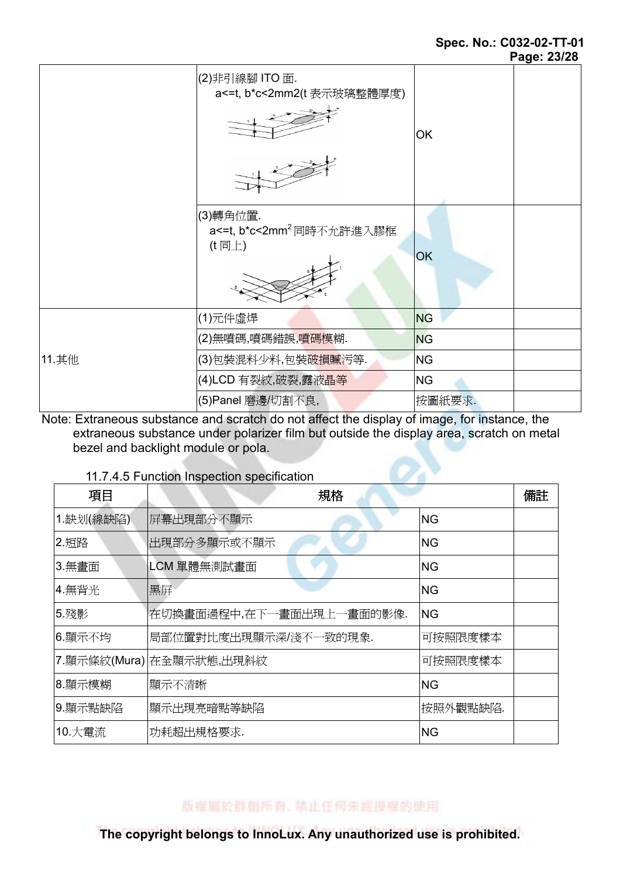| | | | |
|---|---|---|---|
| | (2)非引線腳 ITO 面.<br>a<=t, b*c<2mm2(t 表示玻璃整體厚度) | OK | |
| | (3)轉角位置.<br>a<=t, b*c<2mm$^2$ 同時不允許進入膠框<br>(t 同上) | OK | |
| 11.其他 | (1)元件虛焊 | NG | |
| | (2)無噴碼,噴碼錯誤,噴碼模糊. | NG | |
| | (3)包裝混料少料,包裝破損贓污等. | NG | |
| | (4)LCD 有裂紋,破裂,露液晶等 | NG | |
| | (5)Panel 磨邊/切割不良, | 按圖紙要求. | |

Note: Extraneous substance and scratch do not affect the display of image, for instance, the extraneous substance under polarizer film but outside the display area, scratch on metal bezel and backlight module or pola.

11.7.4.5 Function Inspection specification

| 項目 | 規格 | | 備註 |
|---|---|---|---|
| 1.缺划(線缺陷) | 屏幕出現部分不顯示 | NG | |
| 2.短路 | 出現部分多顯示或不顯示 | NG | |
| 3.無畫面 | LCM 單體無測試畫面 | NG | |
| 4.無背光 | 黑屏 | NG | |
| 5.殘影 | 在切換畫面過程中,在下一畫面出現上一畫面的影像. | NG | |
| 6.顯示不均 | 局部位置對比度出現顯示深/淺不一致的現象. | 可按照限度樣本 | |
| 7.顯示條紋(Mura) | 在全顯示狀態,出現斜紋 | 可按照限度樣本 | |
| 8.顯示模糊 | 顯示不清晰 | NG | |
| 9.顯示點缺陷 | 顯示出現亮暗點等缺陷 | 按照外觀點缺陷. | |
| 10.大電流 | 功耗超出規格要求. | NG | |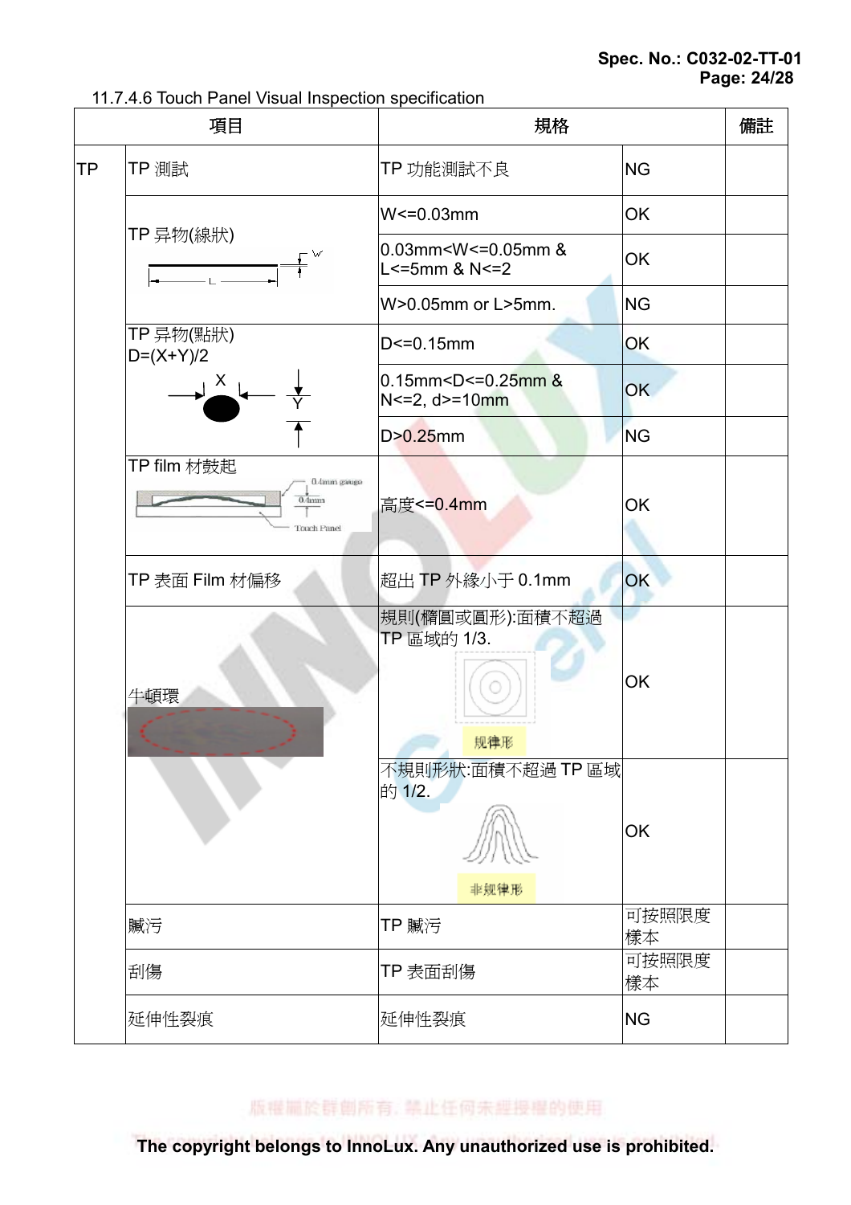11.7.4.6 Touch Panel Visual Inspection specification

| 項目 | | 規格 | | 備註 |
|---|---|---|---|---|
| TP | TP 測試 | TP 功能測試不良 | NG | |
| | TP 异物(線狀) | W<=0.03mm | OK | |
| | | 0.03mm<W<=0.05mm & L<=5mm & N<=2 | OK | |
| | | W>0.05mm or L>5mm. | NG | |
| | TP 异物(點狀) D=(X+Y)/2 | D<=0.15mm | OK | |
| | | 0.15mm<D<=0.25mm & N<=2, d>=10mm | OK | |
| | | D>0.25mm | NG | |
| | TP film 材鼓起 | 高度<=0.4mm | OK | |
| | TP 表面 Film 材偏移 | 超出 TP 外緣小于 0.1mm | OK | |
| | 牛頓環 | 規則(橢圓或圓形):面積不超過 TP 區域的 1/3. 规律形 | OK | |
| | | 不規則形狀:面積不超過 TP 區域的 1/2. 非规律形 | OK | |
| | 贓污 | TP 贓污 | 可按照限度樣本 | |
| | 刮傷 | TP 表面刮傷 | 可按照限度樣本 | |
| | 延伸性裂痕 | 延伸性裂痕 | NG | |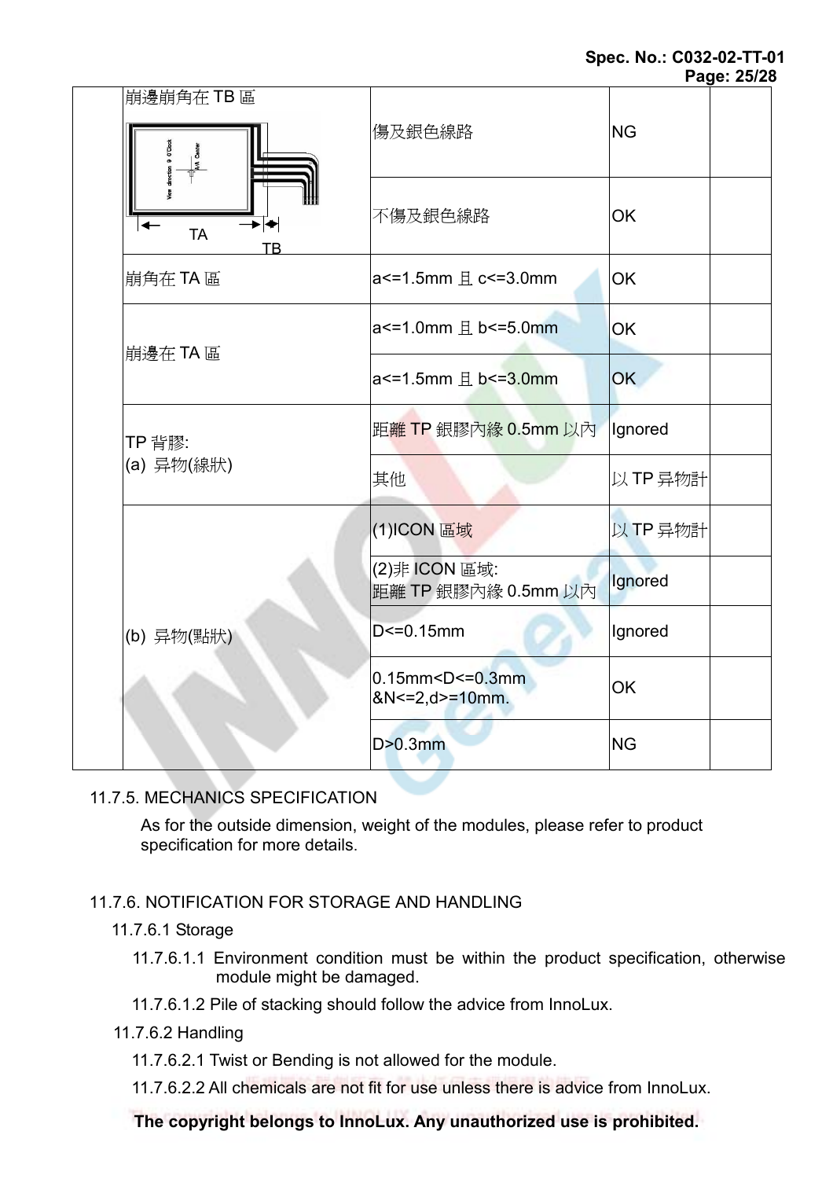| | | | | |
|---|---|---|---|---|
| | 崩邊崩角在 TB 區<br>TA TB | 傷及銀色線路 | NG | |
| | | 不傷及銀色線路 | OK | |
| | 崩角在 TA 區 | a<=1.5mm 且 c<=3.0mm | OK | |
| | 崩邊在 TA 區 | a<=1.0mm 且 b<=5.0mm | OK | |
| | | a<=1.5mm 且 b<=3.0mm | OK | |
| | TP 背膠:<br>(a) 异物(線狀) | 距離 TP 銀膠內緣 0.5mm 以內 | Ignored | |
| | | 其他 | 以 TP 异物計 | |
| | (b) 异物(點狀) | (1)ICON 區域 | 以 TP 异物計 | |
| | | (2)非 ICON 區域:<br>距離 TP 銀膠內緣 0.5mm 以內 | Ignored | |
| | | D<=0.15mm | Ignored | |
| | | 0.15mm<D<=0.3mm<br>&N<=2,d>=10mm. | OK | |
| | | D>0.3mm | NG | |

### 11.7.5. MECHANICS SPECIFICATION

As for the outside dimension, weight of the modules, please refer to product specification for more details.

### 11.7.6. NOTIFICATION FOR STORAGE AND HANDLING

11.7.6.1 Storage

11.7.6.1.1 Environment condition must be within the product specification, otherwise module might be damaged.

11.7.6.1.2 Pile of stacking should follow the advice from InnoLux.

11.7.6.2 Handling

11.7.6.2.1 Twist or Bending is not allowed for the module.

11.7.6.2.2 All chemicals are not fit for use unless there is advice from InnoLux.

**The copyright belongs to InnoLux. Any unauthorized use is prohibited.**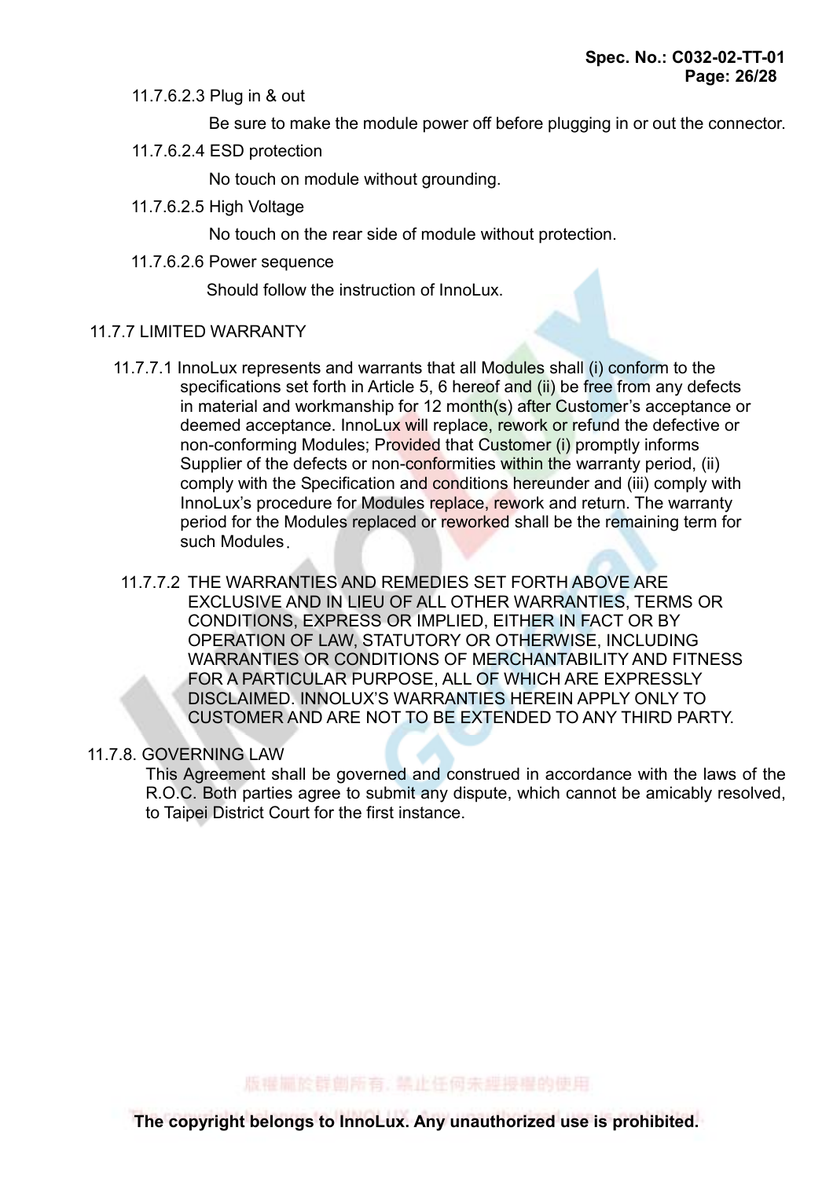11.7.6.2.3 Plug in & out

Be sure to make the module power off before plugging in or out the connector.

11.7.6.2.4 ESD protection

No touch on module without grounding.

11.7.6.2.5 High Voltage

No touch on the rear side of module without protection.

11.7.6.2.6 Power sequence

Should follow the instruction of InnoLux.

### 11.7.7 LIMITED WARRANTY

11.7.7.1 InnoLux represents and warrants that all Modules shall (i) conform to the specifications set forth in Article 5, 6 hereof and (ii) be free from any defects in material and workmanship for 12 month(s) after Customer's acceptance or deemed acceptance. InnoLux will replace, rework or refund the defective or non-conforming Modules; Provided that Customer (i) promptly informs Supplier of the defects or non-conformities within the warranty period, (ii) comply with the Specification and conditions hereunder and (iii) comply with InnoLux's procedure for Modules replace, rework and return. The warranty period for the Modules replaced or reworked shall be the remaining term for such Modules.

11.7.7.2 THE WARRANTIES AND REMEDIES SET FORTH ABOVE ARE EXCLUSIVE AND IN LIEU OF ALL OTHER WARRANTIES, TERMS OR CONDITIONS, EXPRESS OR IMPLIED, EITHER IN FACT OR BY OPERATION OF LAW, STATUTORY OR OTHERWISE, INCLUDING WARRANTIES OR CONDITIONS OF MERCHANTABILITY AND FITNESS FOR A PARTICULAR PURPOSE, ALL OF WHICH ARE EXPRESSLY DISCLAIMED. INNOLUX'S WARRANTIES HEREIN APPLY ONLY TO CUSTOMER AND ARE NOT TO BE EXTENDED TO ANY THIRD PARTY.

### 11.7.8. GOVERNING LAW

This Agreement shall be governed and construed in accordance with the laws of the R.O.C. Both parties agree to submit any dispute, which cannot be amicably resolved, to Taipei District Court for the first instance.